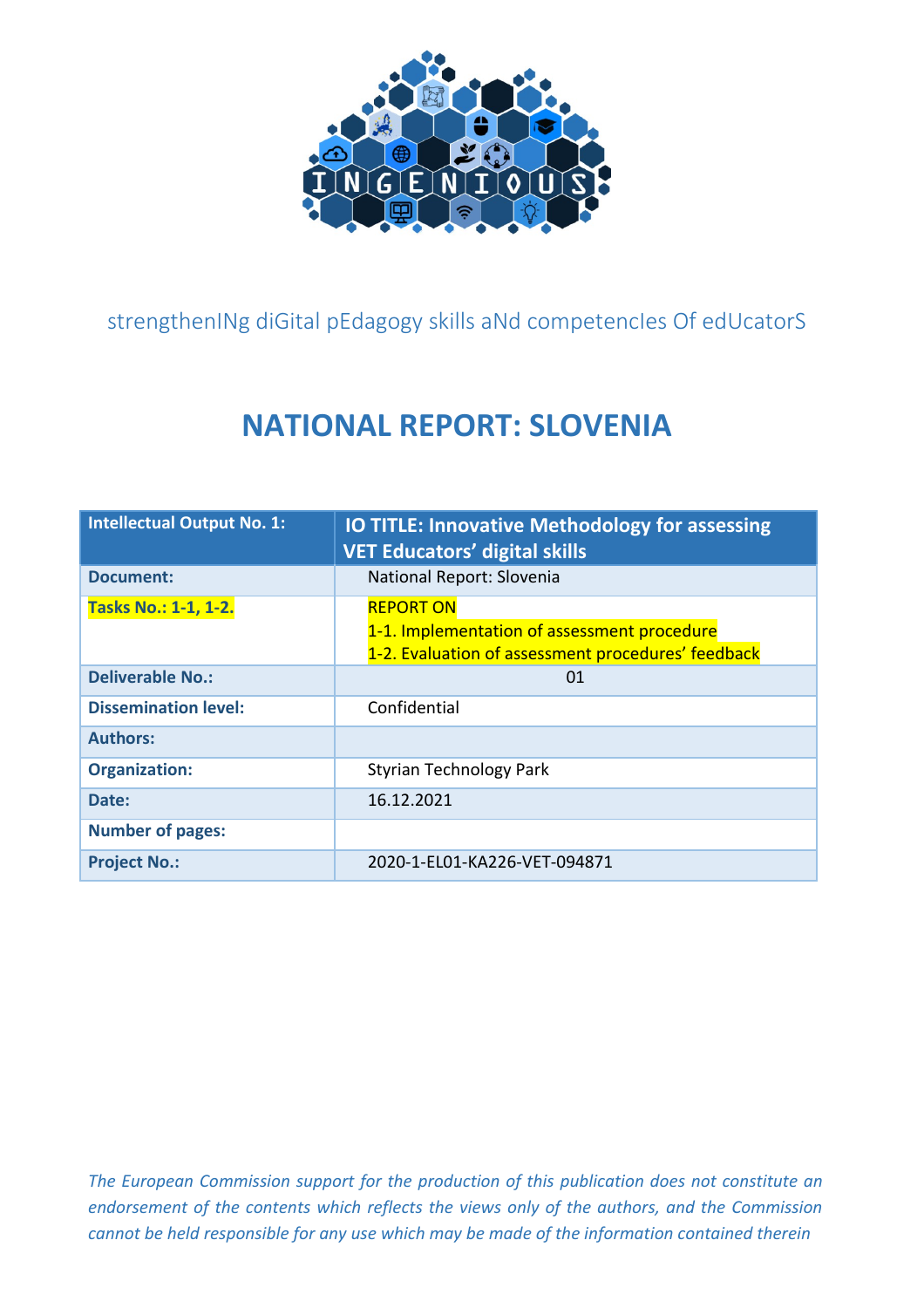INGENIOUS

strengthenINg diGital pEdagogy skills aNd competencIes Of edUcatorS

# NATIONAL REPORT: SLOVENIA

| Intellectual Output No. 1: | IO TITLE: Innovative Methodology for assessing VET Educators' digital skills |
|---|---|
| Document: | National Report: Slovenia |
| Tasks No.: 1-1, 1-2. | REPORT ON<br>1-1. Implementation of assessment procedure<br>1-2. Evaluation of assessment procedures' feedback |
| Deliverable No.: | 01 |
| Dissemination level: | Confidential |
| Authors: | |
| Organization: | Styrian Technology Park |
| Date: | 16.12.2021 |
| Number of pages: | |
| Project No.: | 2020-1-EL01-KA226-VET-094871 |

*The European Commission support for the production of this publication does not constitute an endorsement of the contents which reflects the views only of the authors, and the Commission cannot be held responsible for any use which may be made of the information contained therein*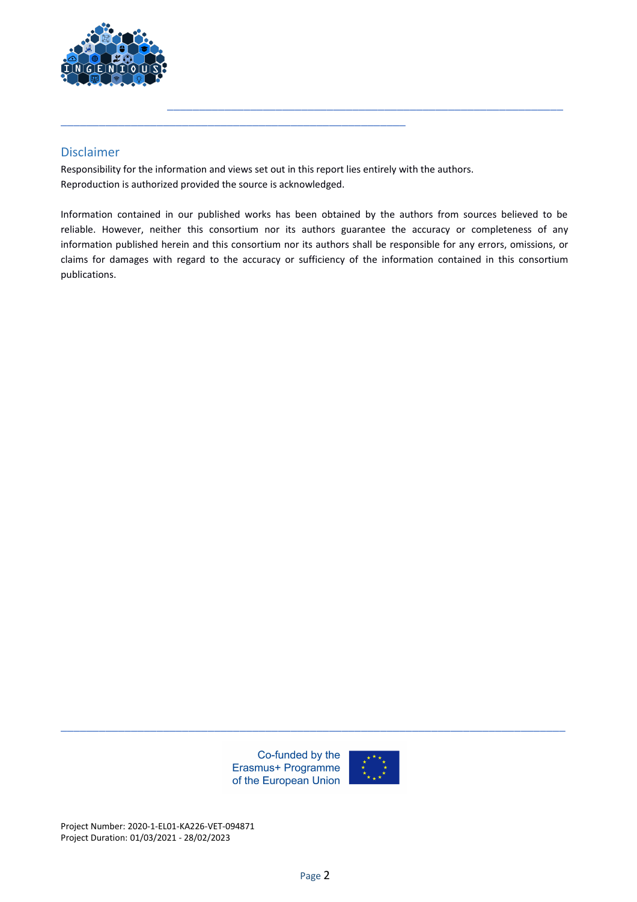## Disclaimer

Responsibility for the information and views set out in this report lies entirely with the authors.
Reproduction is authorized provided the source is acknowledged.

Information contained in our published works has been obtained by the authors from sources believed to be reliable. However, neither this consortium nor its authors guarantee the accuracy or completeness of any information published herein and this consortium nor its authors shall be responsible for any errors, omissions, or claims for damages with regard to the accuracy or sufficiency of the information contained in this consortium publications.

Co-funded by the Erasmus+ Programme of the European Union

Project Number: 2020-1-EL01-KA226-VET-094871
Project Duration: 01/03/2021 - 28/02/2023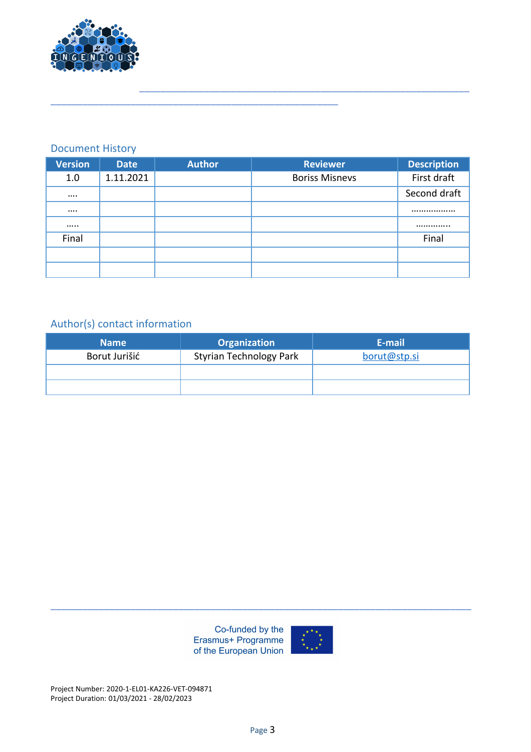## Document History

| Version | Date | Author | Reviewer | Description |
|---|---|---|---|---|
| 1.0 | 1.11.2021 | | Boriss Misnevs | First draft |
| …. | | | | Second draft |
| …. | | | | ……………… |
| ….. | | | | …………. |
| Final | | | | Final |
| | | | | |
| | | | | |

## Author(s) contact information

| Name | Organization | E-mail |
|---|---|---|
| Borut Jurišić | Styrian Technology Park | borut@stp.si |
| | | |
| | | |

Co-funded by the Erasmus+ Programme of the European Union

Project Number: 2020-1-EL01-KA226-VET-094871
Project Duration: 01/03/2021 - 28/02/2023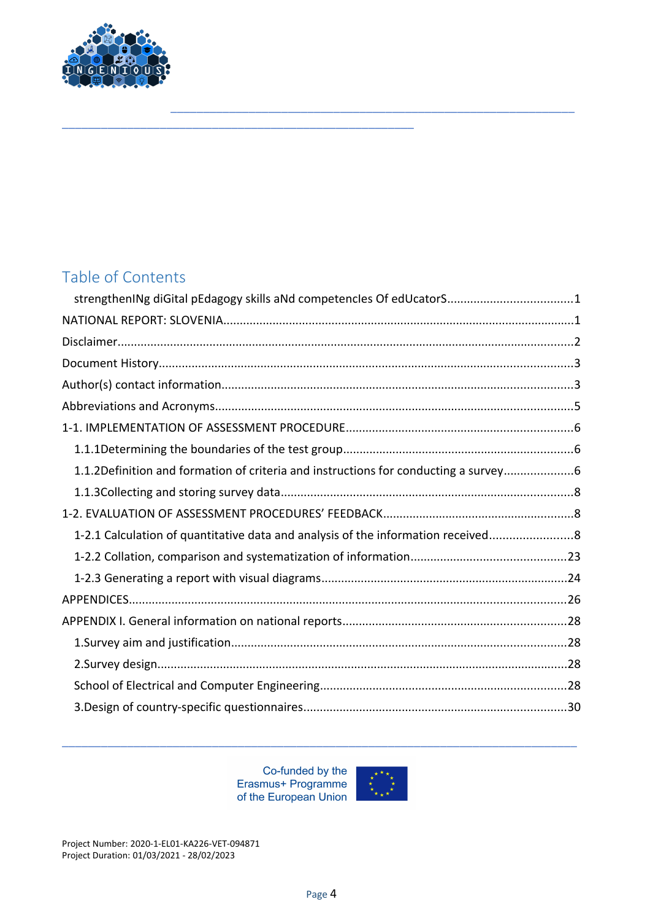## Table of Contents

- strengthenINg diGital pEdagogy skills aNd competencIes Of edUcatorS......1
- NATIONAL REPORT: SLOVENIA......1
- Disclaimer......2
- Document History......3
- Author(s) contact information......3
- Abbreviations and Acronyms......5
- 1-1. IMPLEMENTATION OF ASSESSMENT PROCEDURE......6
  - 1.1.1Determining the boundaries of the test group......6
  - 1.1.2Definition and formation of criteria and instructions for conducting a survey......6
  - 1.1.3Collecting and storing survey data......8
- 1-2. EVALUATION OF ASSESSMENT PROCEDURES' FEEDBACK......8
  - 1-2.1 Calculation of quantitative data and analysis of the information received......8
  - 1-2.2 Collation, comparison and systematization of information......23
  - 1-2.3 Generating a report with visual diagrams......24
- APPENDICES......26
- APPENDIX I. General information on national reports......28
  - 1.Survey aim and justification......28
  - 2.Survey design......28
  - School of Electrical and Computer Engineering......28
  - 3.Design of country-specific questionnaires......30

Co-funded by the Erasmus+ Programme of the European Union

Project Number: 2020-1-EL01-KA226-VET-094871
Project Duration: 01/03/2021 - 28/02/2023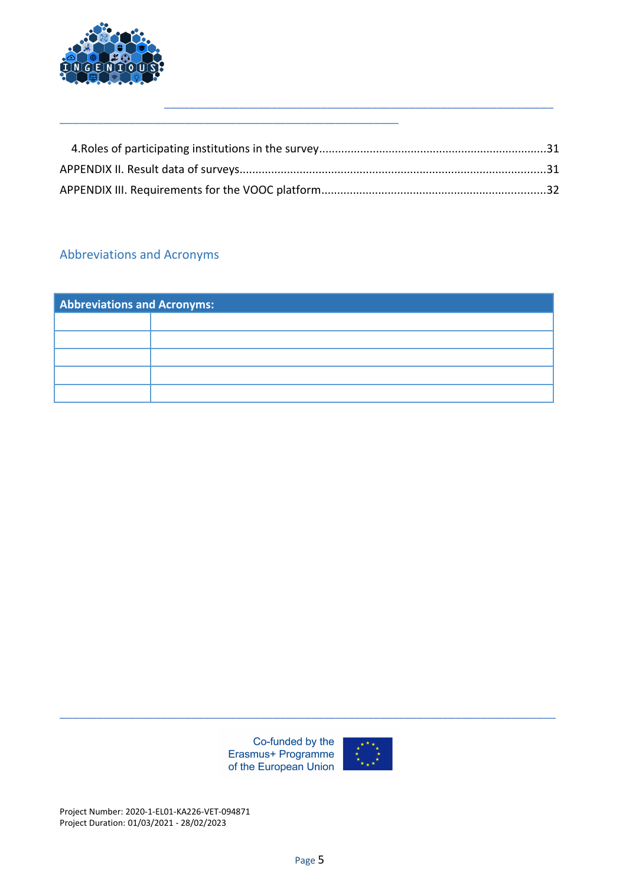4.Roles of participating institutions in the survey........................................................................31

APPENDIX II. Result data of surveys...............................................................................................31

APPENDIX III. Requirements for the VOOC platform.......................................................................32

## Abbreviations and Acronyms

| Abbreviations and Acronyms: | |
|---|---|
| | |
| | |
| | |
| | |
| | |

Co-funded by the Erasmus+ Programme of the European Union

Project Number: 2020-1-EL01-KA226-VET-094871
Project Duration: 01/03/2021 - 28/02/2023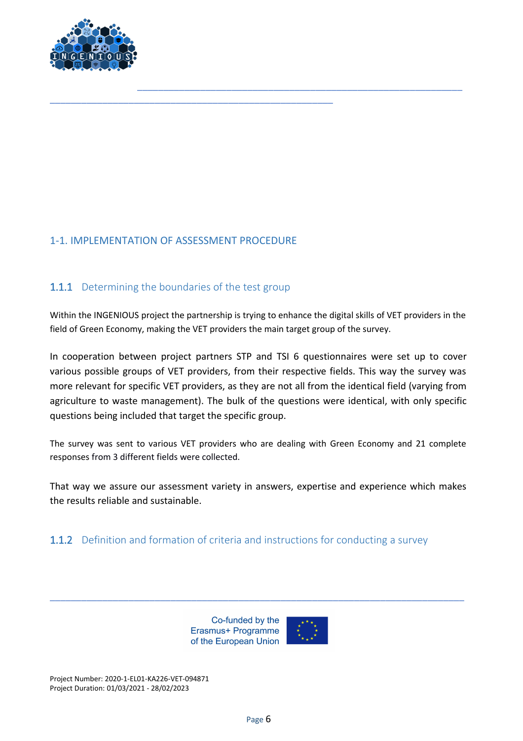## 1-1. IMPLEMENTATION OF ASSESSMENT PROCEDURE

### 1.1.1 Determining the boundaries of the test group

Within the INGENIOUS project the partnership is trying to enhance the digital skills of VET providers in the field of Green Economy, making the VET providers the main target group of the survey.

In cooperation between project partners STP and TSI 6 questionnaires were set up to cover various possible groups of VET providers, from their respective fields. This way the survey was more relevant for specific VET providers, as they are not all from the identical field (varying from agriculture to waste management). The bulk of the questions were identical, with only specific questions being included that target the specific group.

The survey was sent to various VET providers who are dealing with Green Economy and 21 complete responses from 3 different fields were collected.

That way we assure our assessment variety in answers, expertise and experience which makes the results reliable and sustainable.

### 1.1.2 Definition and formation of criteria and instructions for conducting a survey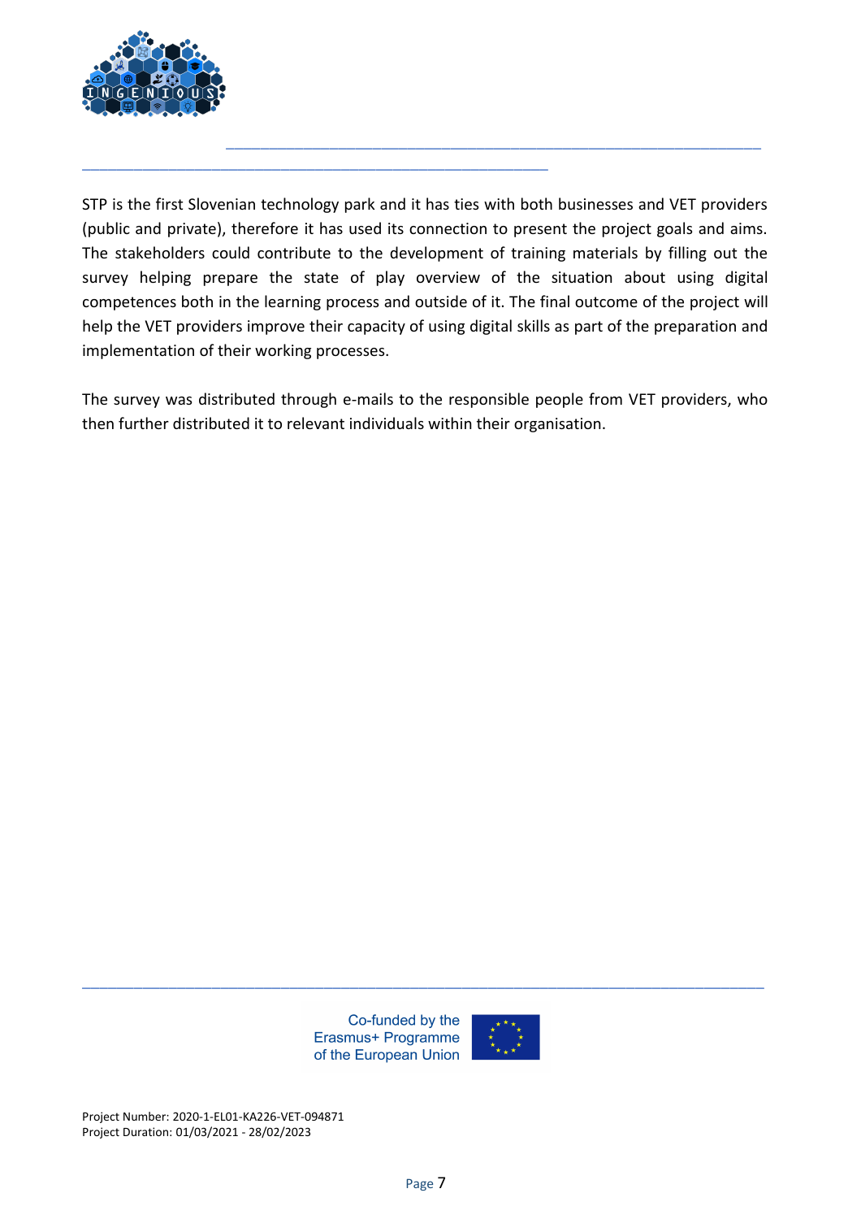STP is the first Slovenian technology park and it has ties with both businesses and VET providers (public and private), therefore it has used its connection to present the project goals and aims. The stakeholders could contribute to the development of training materials by filling out the survey helping prepare the state of play overview of the situation about using digital competences both in the learning process and outside of it. The final outcome of the project will help the VET providers improve their capacity of using digital skills as part of the preparation and implementation of their working processes.

The survey was distributed through e-mails to the responsible people from VET providers, who then further distributed it to relevant individuals within their organisation.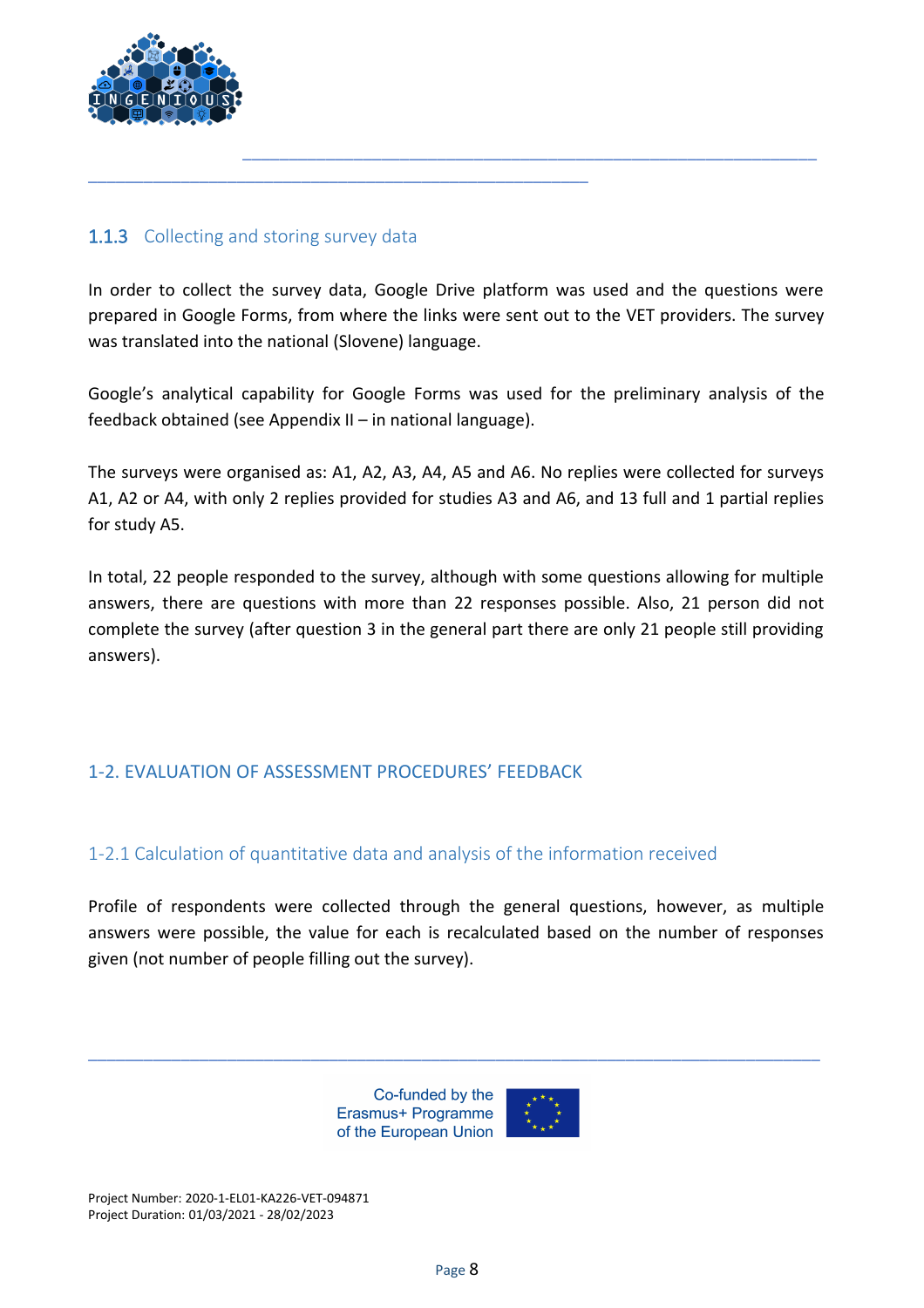### 1.1.3 Collecting and storing survey data

In order to collect the survey data, Google Drive platform was used and the questions were prepared in Google Forms, from where the links were sent out to the VET providers. The survey was translated into the national (Slovene) language.

Google's analytical capability for Google Forms was used for the preliminary analysis of the feedback obtained (see Appendix II – in national language).

The surveys were organised as: A1, A2, A3, A4, A5 and A6. No replies were collected for surveys A1, A2 or A4, with only 2 replies provided for studies A3 and A6, and 13 full and 1 partial replies for study A5.

In total, 22 people responded to the survey, although with some questions allowing for multiple answers, there are questions with more than 22 responses possible. Also, 21 person did not complete the survey (after question 3 in the general part there are only 21 people still providing answers).

## 1-2. EVALUATION OF ASSESSMENT PROCEDURES' FEEDBACK

### 1-2.1 Calculation of quantitative data and analysis of the information received

Profile of respondents were collected through the general questions, however, as multiple answers were possible, the value for each is recalculated based on the number of responses given (not number of people filling out the survey).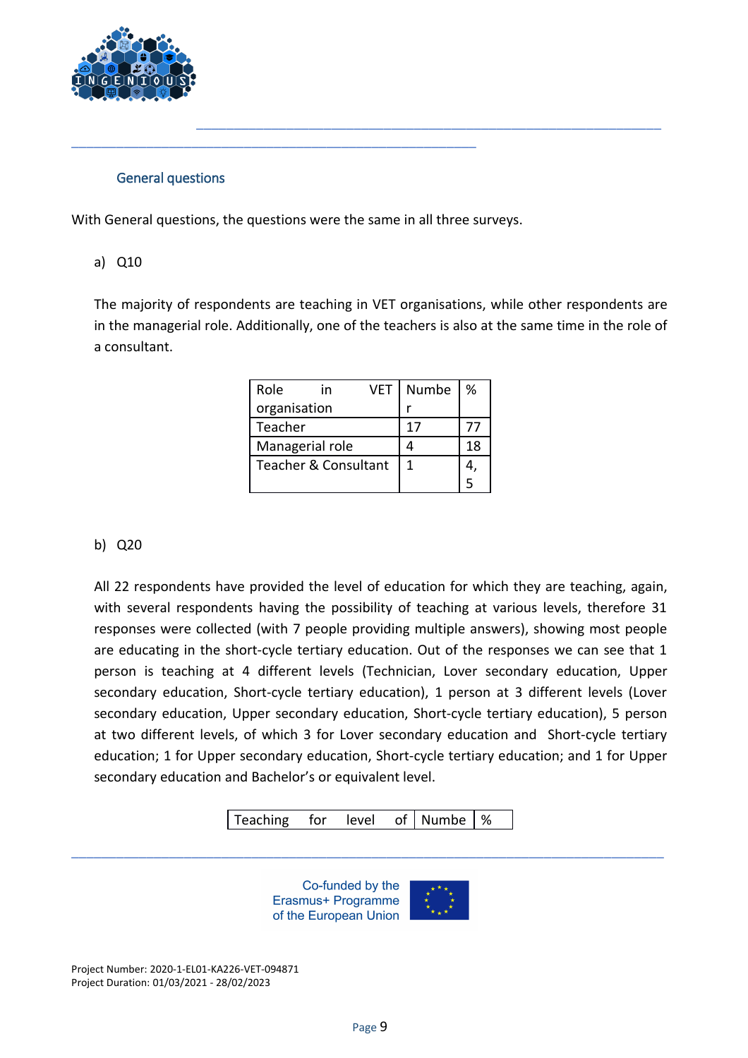### General questions

With General questions, the questions were the same in all three surveys.

a) Q10

The majority of respondents are teaching in VET organisations, while other respondents are in the managerial role. Additionally, one of the teachers is also at the same time in the role of a consultant.

| Role in VET organisation | Number | % |
|---|---|---|
| Teacher | 17 | 77 |
| Managerial role | 4 | 18 |
| Teacher & Consultant | 1 | 4,5 |

b) Q20

All 22 respondents have provided the level of education for which they are teaching, again, with several respondents having the possibility of teaching at various levels, therefore 31 responses were collected (with 7 people providing multiple answers), showing most people are educating in the short-cycle tertiary education. Out of the responses we can see that 1 person is teaching at 4 different levels (Technician, Lover secondary education, Upper secondary education, Short-cycle tertiary education), 1 person at 3 different levels (Lover secondary education, Upper secondary education, Short-cycle tertiary education), 5 person at two different levels, of which 3 for Lover secondary education and Short-cycle tertiary education; 1 for Upper secondary education, Short-cycle tertiary education; and 1 for Upper secondary education and Bachelor's or equivalent level.

| Teaching for level of | Numbe | % |
|---|---|---|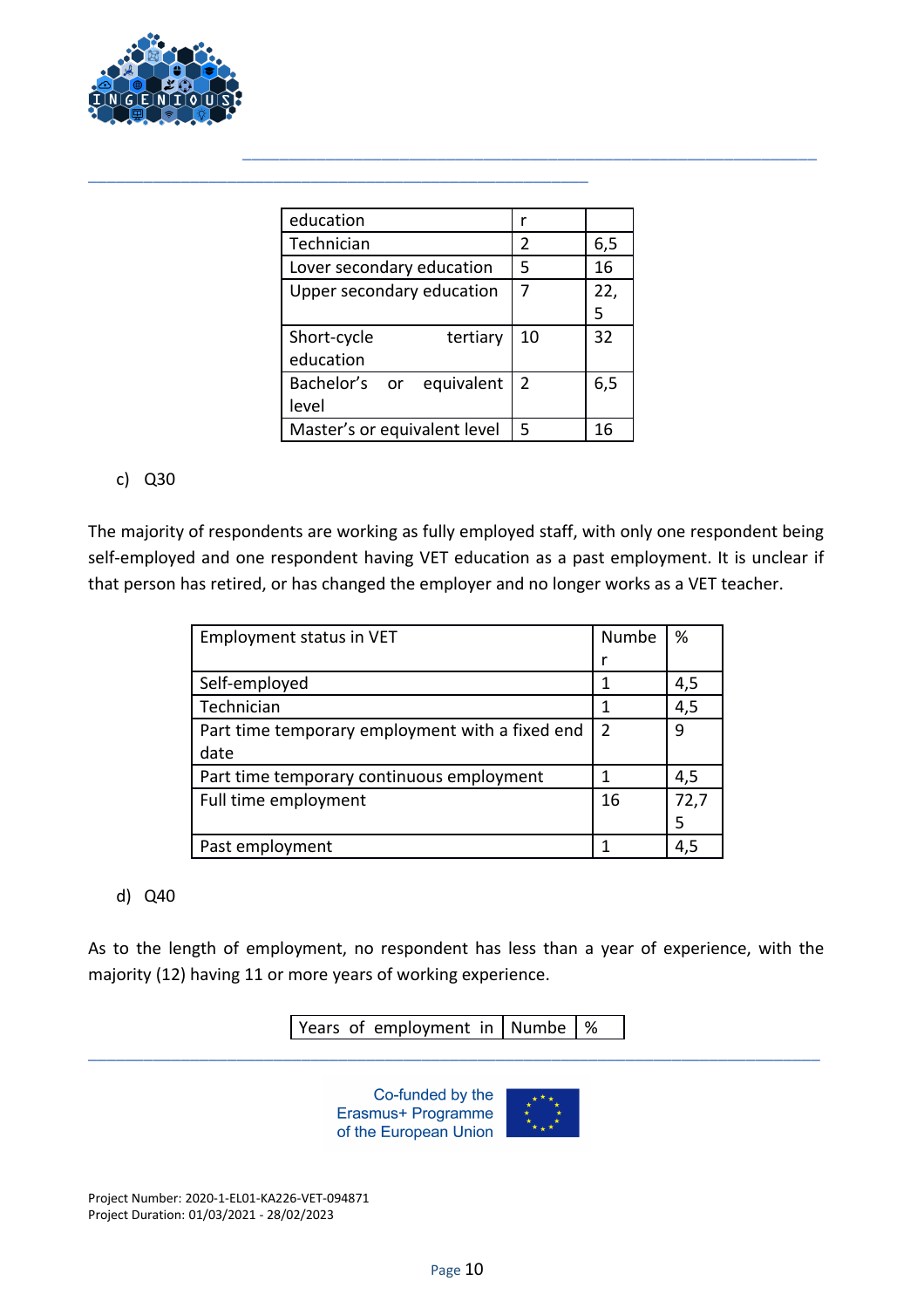| education | r | |
|---|---|---|
| Technician | 2 | 6,5 |
| Lover secondary education | 5 | 16 |
| Upper secondary education | 7 | 22,5 |
| Short-cycle tertiary education | 10 | 32 |
| Bachelor's or equivalent level | 2 | 6,5 |
| Master's or equivalent level | 5 | 16 |

c) Q30

The majority of respondents are working as fully employed staff, with only one respondent being self-employed and one respondent having VET education as a past employment. It is unclear if that person has retired, or has changed the employer and no longer works as a VET teacher.

| Employment status in VET | Number | % |
|---|---|---|
| Self-employed | 1 | 4,5 |
| Technician | 1 | 4,5 |
| Part time temporary employment with a fixed end date | 2 | 9 |
| Part time temporary continuous employment | 1 | 4,5 |
| Full time employment | 16 | 72,75 |
| Past employment | 1 | 4,5 |

d) Q40

As to the length of employment, no respondent has less than a year of experience, with the majority (12) having 11 or more years of working experience.

| Years of employment in | Numbe | % |
|---|---|---|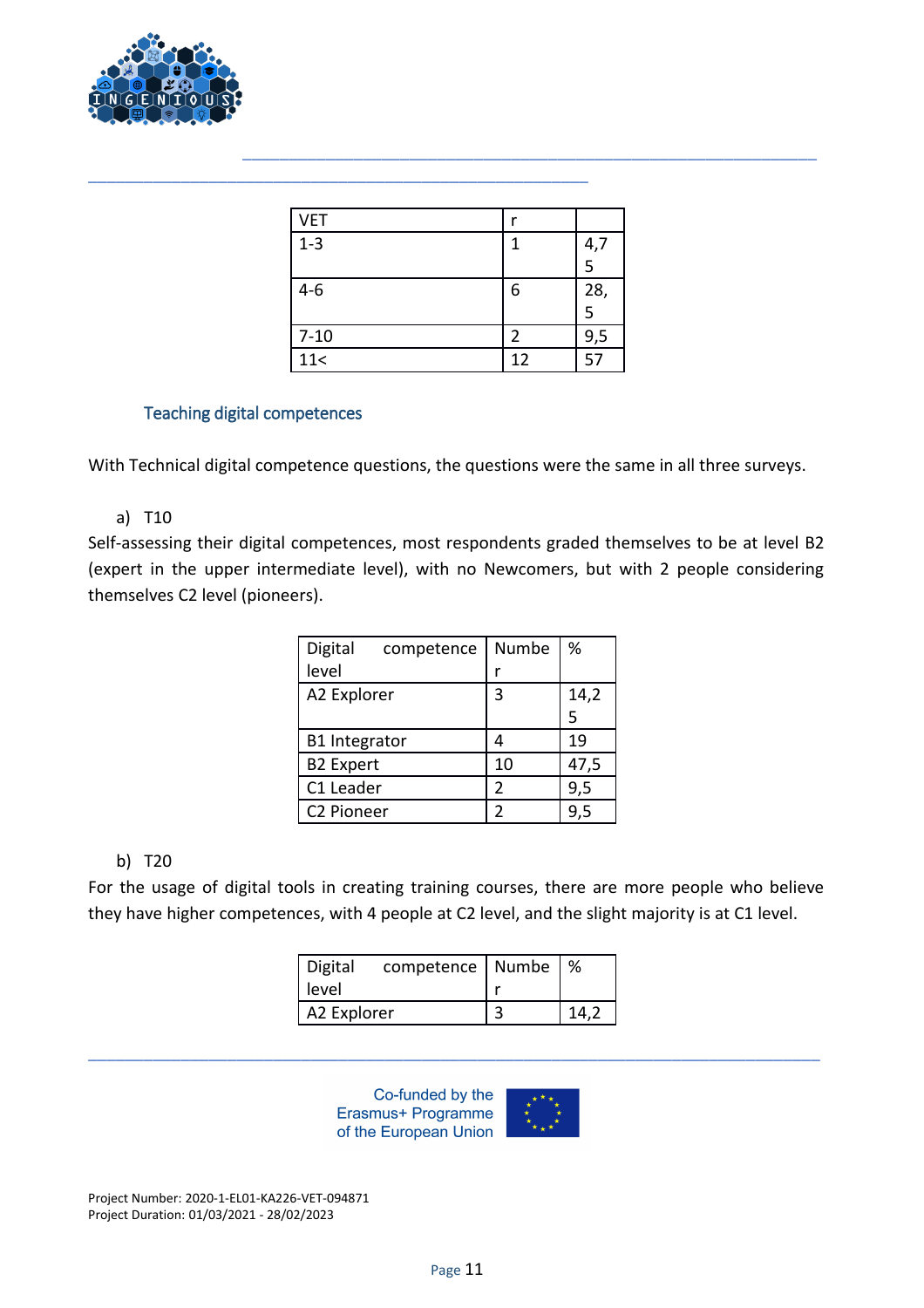| VET | r | |
|---|---|---|
| 1-3 | 1 | 4,75 |
| 4-6 | 6 | 28,5 |
| 7-10 | 2 | 9,5 |
| 11< | 12 | 57 |

### Teaching digital competences

With Technical digital competence questions, the questions were the same in all three surveys.

a) T10

Self-assessing their digital competences, most respondents graded themselves to be at level B2 (expert in the upper intermediate level), with no Newcomers, but with 2 people considering themselves C2 level (pioneers).

| Digital competence level | Number | % |
|---|---|---|
| A2 Explorer | 3 | 14,25 |
| B1 Integrator | 4 | 19 |
| B2 Expert | 10 | 47,5 |
| C1 Leader | 2 | 9,5 |
| C2 Pioneer | 2 | 9,5 |

b) T20

For the usage of digital tools in creating training courses, there are more people who believe they have higher competences, with 4 people at C2 level, and the slight majority is at C1 level.

| Digital competence level | Number | % |
|---|---|---|
| A2 Explorer | 3 | 14,2 |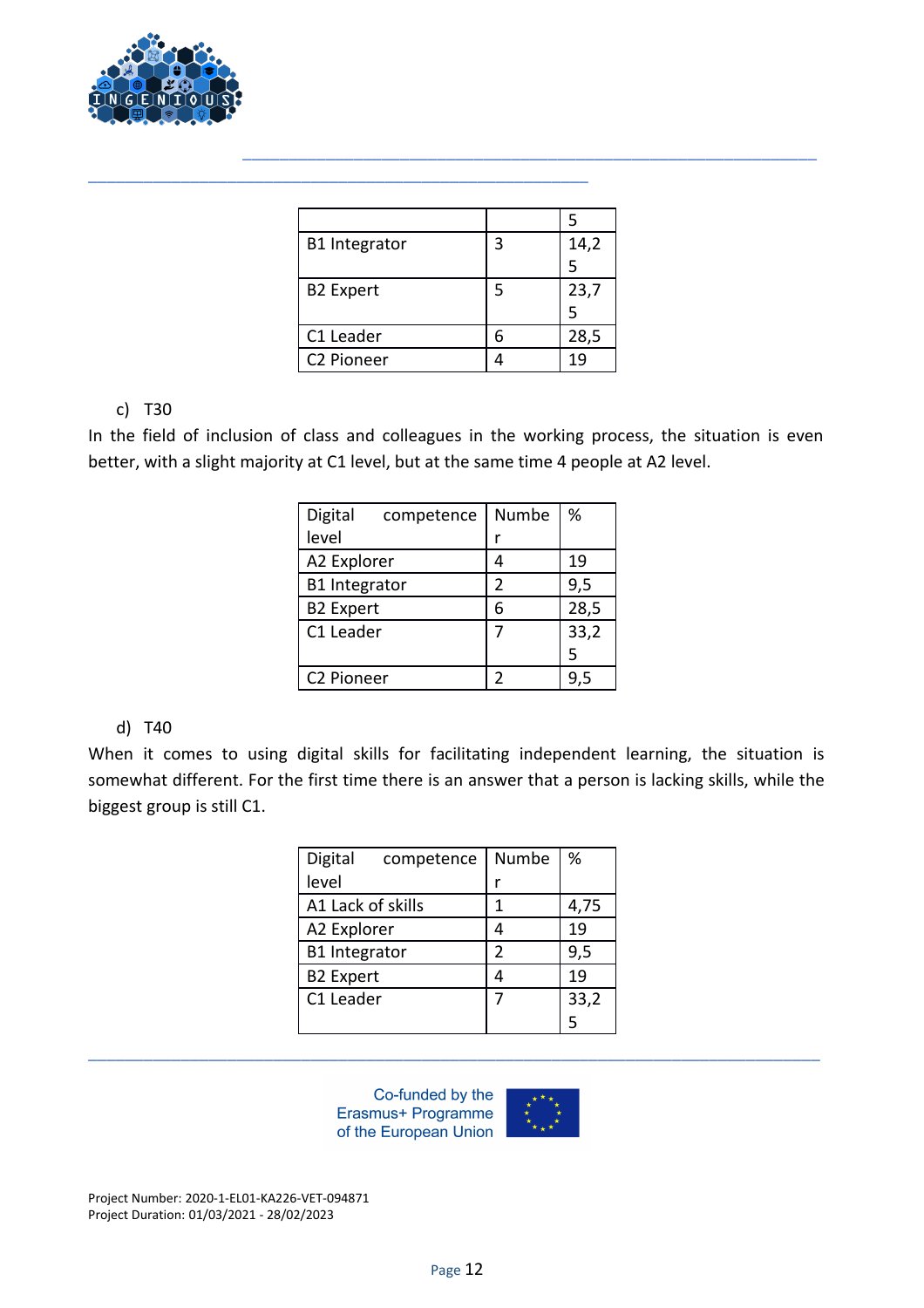| | | |
|---|---|---|
| | | 5 |
| B1 Integrator | 3 | 14,25 |
| B2 Expert | 5 | 23,75 |
| C1 Leader | 6 | 28,5 |
| C2 Pioneer | 4 | 19 |

c) T30

In the field of inclusion of class and colleagues in the working process, the situation is even better, with a slight majority at C1 level, but at the same time 4 people at A2 level.

| Digital competence level | Number | % |
|---|---|---|
| A2 Explorer | 4 | 19 |
| B1 Integrator | 2 | 9,5 |
| B2 Expert | 6 | 28,5 |
| C1 Leader | 7 | 33,25 |
| C2 Pioneer | 2 | 9,5 |

d) T40

When it comes to using digital skills for facilitating independent learning, the situation is somewhat different. For the first time there is an answer that a person is lacking skills, while the biggest group is still C1.

| Digital competence level | Number | % |
|---|---|---|
| A1 Lack of skills | 1 | 4,75 |
| A2 Explorer | 4 | 19 |
| B1 Integrator | 2 | 9,5 |
| B2 Expert | 4 | 19 |
| C1 Leader | 7 | 33,25 |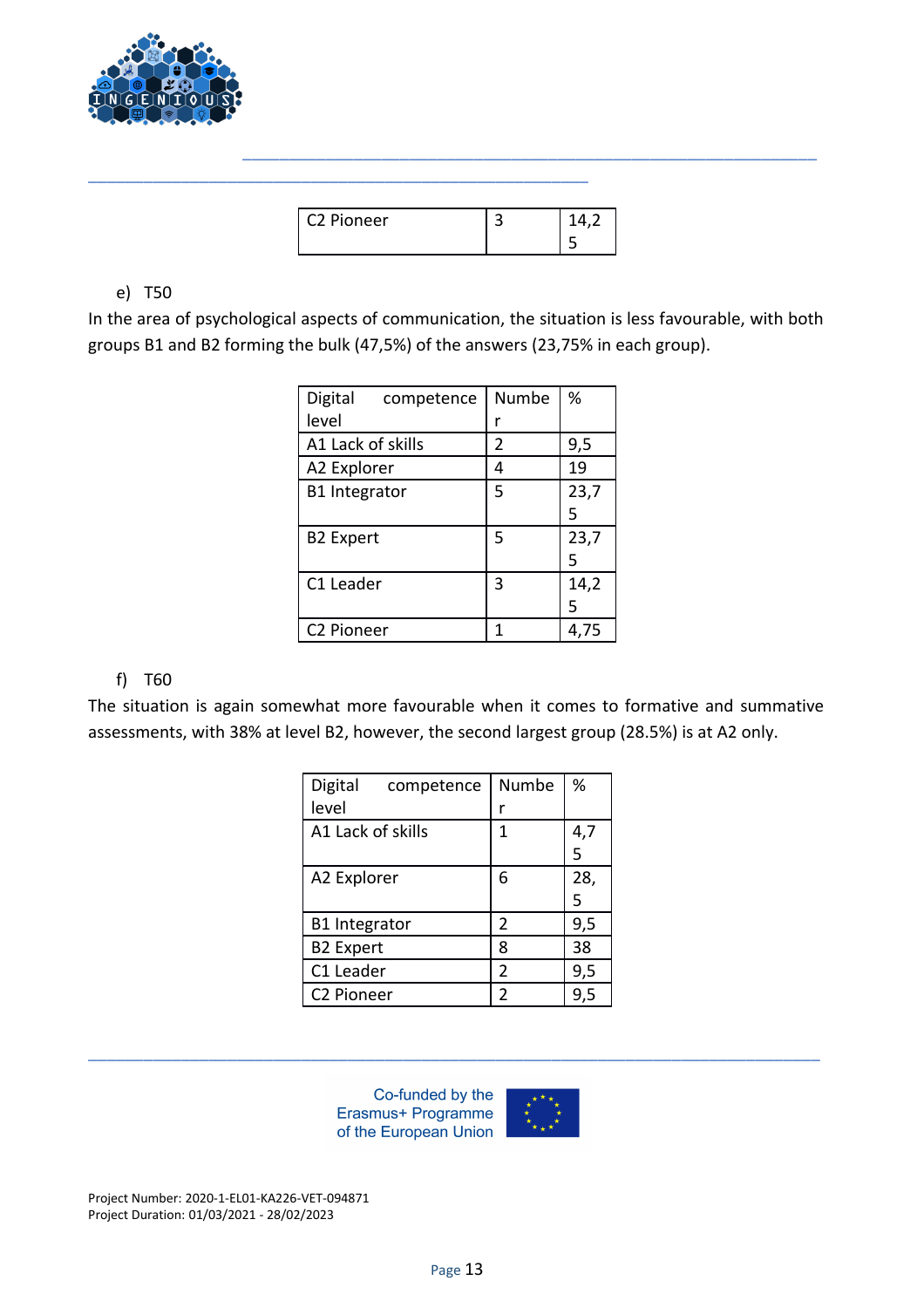| C2 Pioneer | 3 | 14,25 |
|---|---|---|

e) T50

In the area of psychological aspects of communication, the situation is less favourable, with both groups B1 and B2 forming the bulk (47,5%) of the answers (23,75% in each group).

| Digital competence level | Number | % |
|---|---|---|
| A1 Lack of skills | 2 | 9,5 |
| A2 Explorer | 4 | 19 |
| B1 Integrator | 5 | 23,75 |
| B2 Expert | 5 | 23,75 |
| C1 Leader | 3 | 14,25 |
| C2 Pioneer | 1 | 4,75 |

f) T60

The situation is again somewhat more favourable when it comes to formative and summative assessments, with 38% at level B2, however, the second largest group (28.5%) is at A2 only.

| Digital competence level | Number | % |
|---|---|---|
| A1 Lack of skills | 1 | 4,75 |
| A2 Explorer | 6 | 28,5 |
| B1 Integrator | 2 | 9,5 |
| B2 Expert | 8 | 38 |
| C1 Leader | 2 | 9,5 |
| C2 Pioneer | 2 | 9,5 |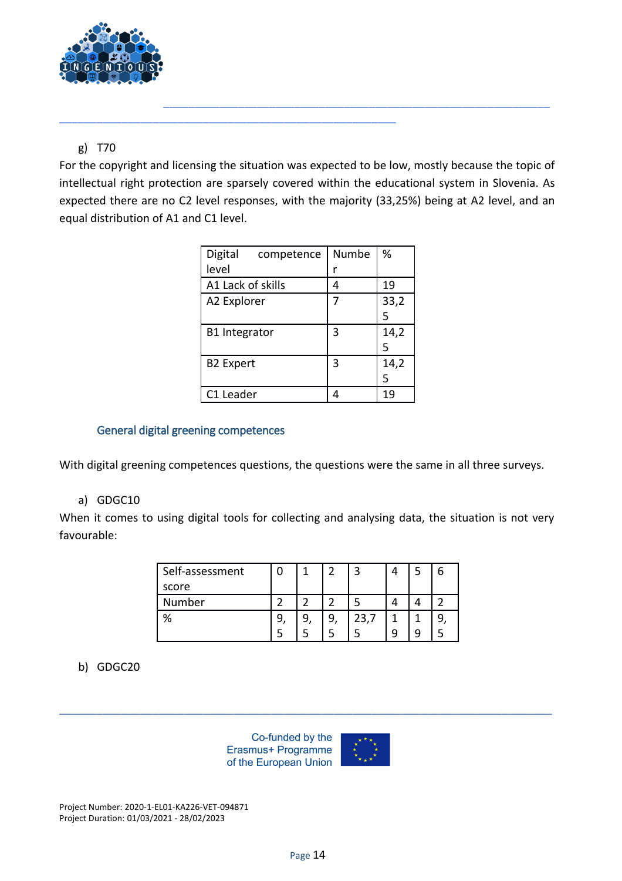g) T70

For the copyright and licensing the situation was expected to be low, mostly because the topic of intellectual right protection are sparsely covered within the educational system in Slovenia. As expected there are no C2 level responses, with the majority (33,25%) being at A2 level, and an equal distribution of A1 and C1 level.

| Digital competence level | Number | % |
|---|---|---|
| A1 Lack of skills | 4 | 19 |
| A2 Explorer | 7 | 33,25 |
| B1 Integrator | 3 | 14,25 |
| B2 Expert | 3 | 14,25 |
| C1 Leader | 4 | 19 |

### General digital greening competences

With digital greening competences questions, the questions were the same in all three surveys.

a) GDGC10

When it comes to using digital tools for collecting and analysing data, the situation is not very favourable:

| Self-assessment score | 0 | 1 | 2 | 3 | 4 | 5 | 6 |
|---|---|---|---|---|---|---|---|
| Number | 2 | 2 | 2 | 5 | 4 | 4 | 2 |
| % | 9,5 | 9,5 | 9,5 | 23,75 | 19 | 19 | 9,5 |

b) GDGC20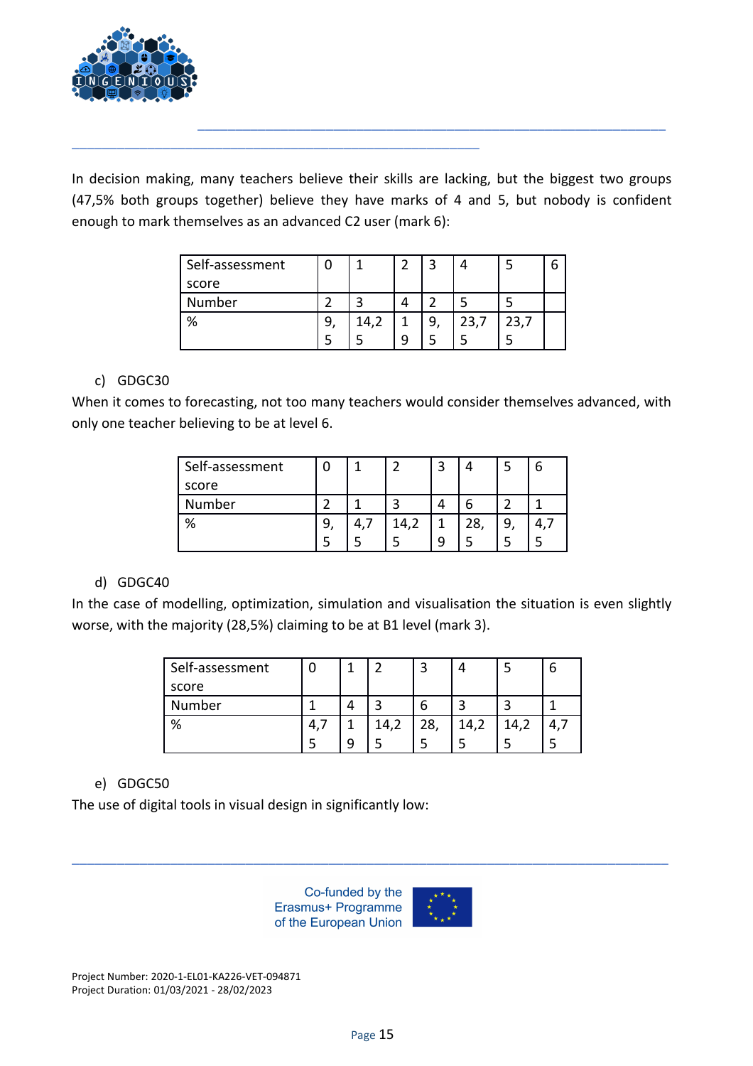In decision making, many teachers believe their skills are lacking, but the biggest two groups (47,5% both groups together) believe they have marks of 4 and 5, but nobody is confident enough to mark themselves as an advanced C2 user (mark 6):

| Self-assessment score | 0 | 1 | 2 | 3 | 4 | 5 | 6 |
|---|---|---|---|---|---|---|---|
| Number | 2 | 3 | 4 | 2 | 5 | 5 | |
| % | 9,5 | 14,25 | 19 | 9,5 | 23,75 | 23,75 | |

c) GDGC30

When it comes to forecasting, not too many teachers would consider themselves advanced, with only one teacher believing to be at level 6.

| Self-assessment score | 0 | 1 | 2 | 3 | 4 | 5 | 6 |
|---|---|---|---|---|---|---|---|
| Number | 2 | 1 | 3 | 4 | 6 | 2 | 1 |
| % | 9,5 | 4,75 | 14,25 | 19 | 28,5 | 9,5 | 4,75 |

d) GDGC40

In the case of modelling, optimization, simulation and visualisation the situation is even slightly worse, with the majority (28,5%) claiming to be at B1 level (mark 3).

| Self-assessment score | 0 | 1 | 2 | 3 | 4 | 5 | 6 |
|---|---|---|---|---|---|---|---|
| Number | 1 | 4 | 3 | 6 | 3 | 3 | 1 |
| % | 4,75 | 19 | 14,25 | 28,5 | 14,25 | 14,25 | 4,75 |

e) GDGC50

The use of digital tools in visual design in significantly low:

Co-funded by the Erasmus+ Programme of the European Union

Project Number: 2020-1-EL01-KA226-VET-094871
Project Duration: 01/03/2021 - 28/02/2023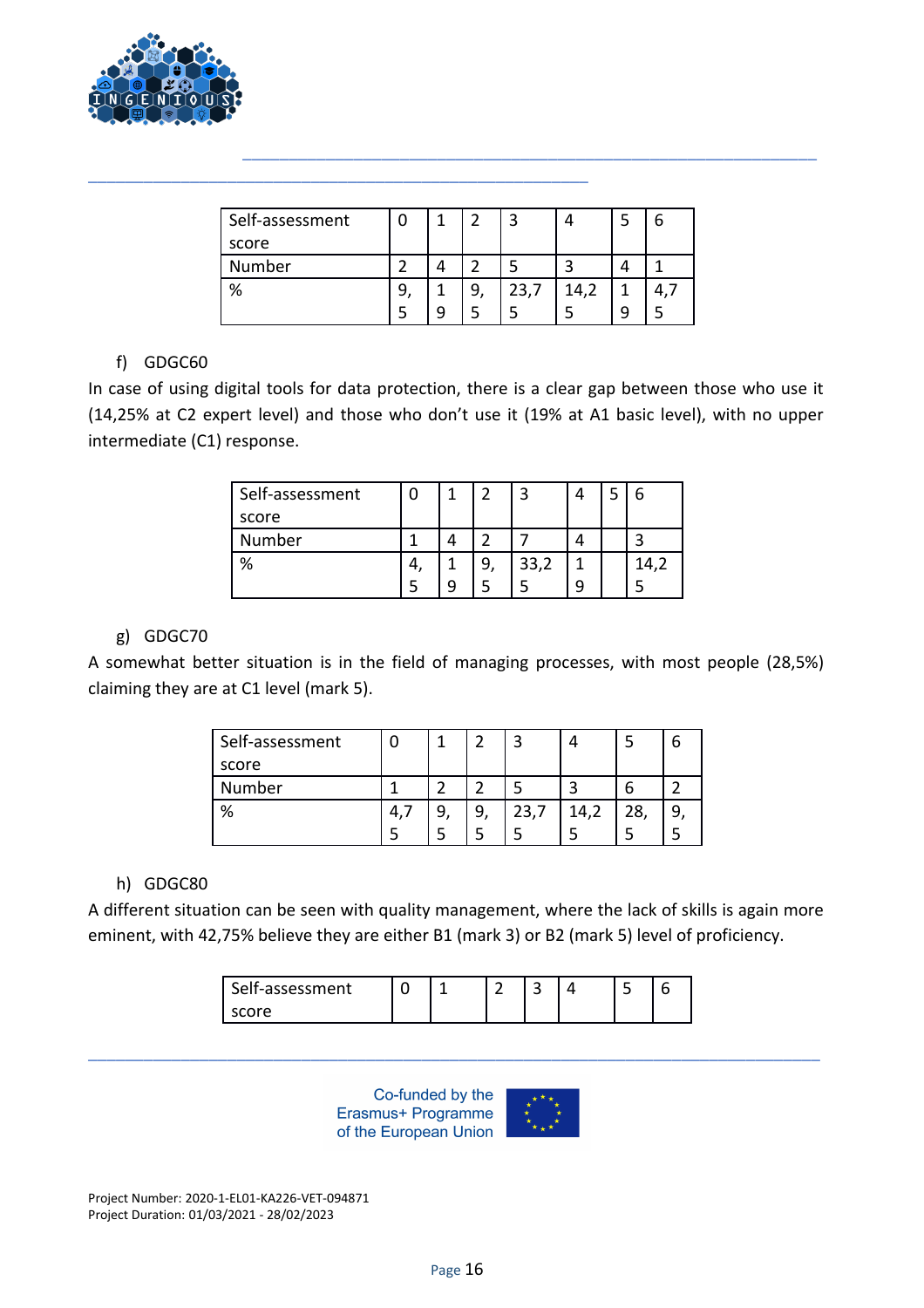| Self-assessment score | 0 | 1 | 2 | 3 | 4 | 5 | 6 |
|---|---|---|---|---|---|---|---|
| Number | 2 | 4 | 2 | 5 | 3 | 4 | 1 |
| % | 9,5 | 19 | 9,5 | 23,75 | 14,25 | 19 | 4,75 |

f) GDGC60

In case of using digital tools for data protection, there is a clear gap between those who use it (14,25% at C2 expert level) and those who don't use it (19% at A1 basic level), with no upper intermediate (C1) response.

| Self-assessment score | 0 | 1 | 2 | 3 | 4 | 5 | 6 |
|---|---|---|---|---|---|---|---|
| Number | 1 | 4 | 2 | 7 | 4 | | 3 |
| % | 4,5 | 19 | 9,5 | 33,25 | 19 | | 14,25 |

g) GDGC70

A somewhat better situation is in the field of managing processes, with most people (28,5%) claiming they are at C1 level (mark 5).

| Self-assessment score | 0 | 1 | 2 | 3 | 4 | 5 | 6 |
|---|---|---|---|---|---|---|---|
| Number | 1 | 2 | 2 | 5 | 3 | 6 | 2 |
| % | 4,75 | 9,5 | 9,5 | 23,75 | 14,25 | 28,5 | 9,5 |

h) GDGC80

A different situation can be seen with quality management, where the lack of skills is again more eminent, with 42,75% believe they are either B1 (mark 3) or B2 (mark 5) level of proficiency.

| Self-assessment score | 0 | 1 | 2 | 3 | 4 | 5 | 6 |
|---|---|---|---|---|---|---|---|

Co-funded by the Erasmus+ Programme of the European Union

Project Number: 2020-1-EL01-KA226-VET-094871
Project Duration: 01/03/2021 - 28/02/2023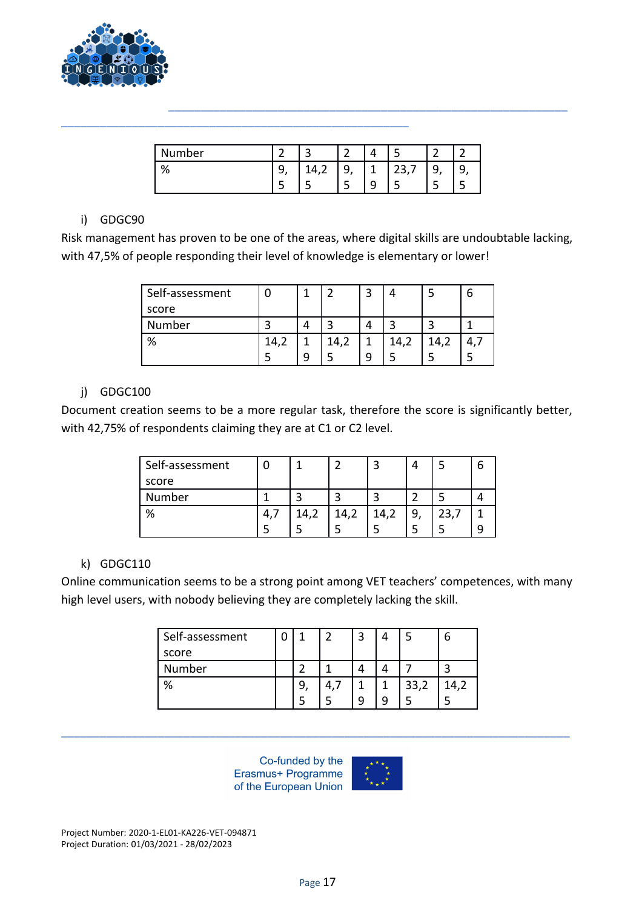| Number | 2 | 3 | 2 | 4 | 5 | 2 | 2 |
|---|---|---|---|---|---|---|---|
| % | 9,5 | 14,25 | 9,5 | 19 | 23,75 | 9,5 | 9,5 |

i) GDGC90

Risk management has proven to be one of the areas, where digital skills are undoubtable lacking, with 47,5% of people responding their level of knowledge is elementary or lower!

| Self-assessment score | 0 | 1 | 2 | 3 | 4 | 5 | 6 |
|---|---|---|---|---|---|---|---|
| Number | 3 | 4 | 3 | 4 | 3 | 3 | 1 |
| % | 14,25 | 19 | 14,25 | 19 | 14,25 | 14,25 | 4,75 |

j) GDGC100

Document creation seems to be a more regular task, therefore the score is significantly better, with 42,75% of respondents claiming they are at C1 or C2 level.

| Self-assessment score | 0 | 1 | 2 | 3 | 4 | 5 | 6 |
|---|---|---|---|---|---|---|---|
| Number | 1 | 3 | 3 | 3 | 2 | 5 | 4 |
| % | 4,75 | 14,25 | 14,25 | 14,25 | 9,5 | 23,75 | 19 |

k) GDGC110

Online communication seems to be a strong point among VET teachers' competences, with many high level users, with nobody believing they are completely lacking the skill.

| Self-assessment score | 0 | 1 | 2 | 3 | 4 | 5 | 6 |
|---|---|---|---|---|---|---|---|
| Number | | 2 | 1 | 4 | 4 | 7 | 3 |
| % | | 9,5 | 4,75 | 19 | 19 | 33,25 | 14,25 |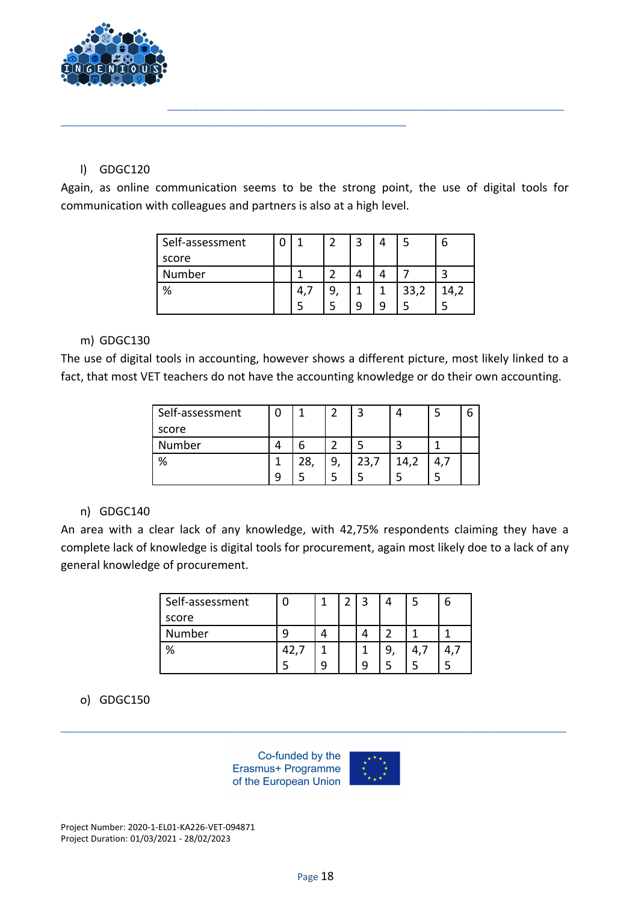l) GDGC120

Again, as online communication seems to be the strong point, the use of digital tools for communication with colleagues and partners is also at a high level.

| Self-assessment score | 0 | 1 | 2 | 3 | 4 | 5 | 6 |
|---|---|---|---|---|---|---|---|
| Number | | 1 | 2 | 4 | 4 | 7 | 3 |
| % | | 4,75 | 9,5 | 19 | 19 | 33,25 | 14,25 |

m) GDGC130

The use of digital tools in accounting, however shows a different picture, most likely linked to a fact, that most VET teachers do not have the accounting knowledge or do their own accounting.

| Self-assessment score | 0 | 1 | 2 | 3 | 4 | 5 | 6 |
|---|---|---|---|---|---|---|---|
| Number | 4 | 6 | 2 | 5 | 3 | 1 | |
| % | 19 | 28,5 | 9,5 | 23,75 | 14,25 | 4,75 | |

n) GDGC140

An area with a clear lack of any knowledge, with 42,75% respondents claiming they have a complete lack of knowledge is digital tools for procurement, again most likely doe to a lack of any general knowledge of procurement.

| Self-assessment score | 0 | 1 | 2 | 3 | 4 | 5 | 6 |
|---|---|---|---|---|---|---|---|
| Number | 9 | 4 | | 4 | 2 | 1 | 1 |
| % | 42,75 | 19 | | 19 | 9,5 | 4,75 | 4,75 |

o) GDGC150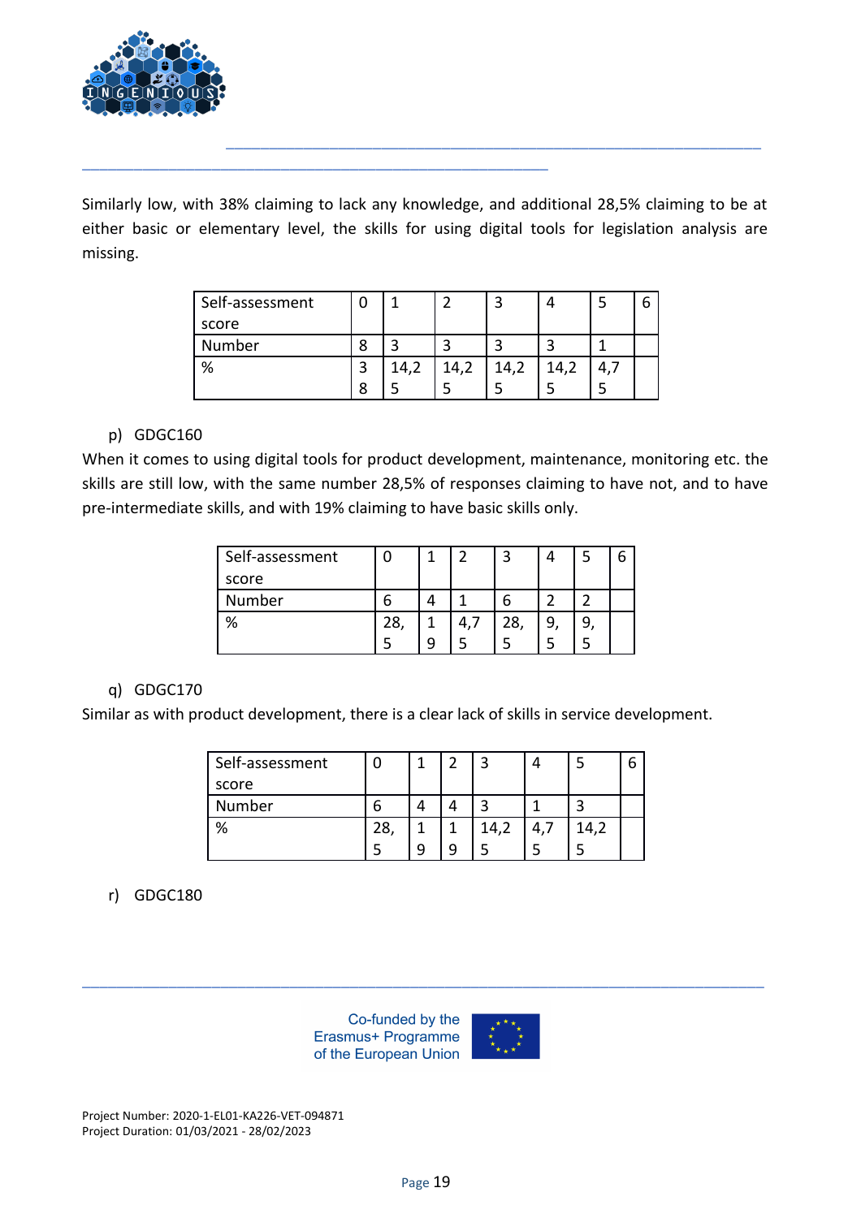Similarly low, with 38% claiming to lack any knowledge, and additional 28,5% claiming to be at either basic or elementary level, the skills for using digital tools for legislation analysis are missing.

| Self-assessment score | 0 | 1 | 2 | 3 | 4 | 5 | 6 |
|---|---|---|---|---|---|---|---|
| Number | 8 | 3 | 3 | 3 | 3 | 1 | |
| % | 38 | 14,25 | 14,25 | 14,25 | 14,25 | 4,75 | |

p) GDGC160

When it comes to using digital tools for product development, maintenance, monitoring etc. the skills are still low, with the same number 28,5% of responses claiming to have not, and to have pre-intermediate skills, and with 19% claiming to have basic skills only.

| Self-assessment score | 0 | 1 | 2 | 3 | 4 | 5 | 6 |
|---|---|---|---|---|---|---|---|
| Number | 6 | 4 | 1 | 6 | 2 | 2 | |
| % | 28,5 | 19 | 4,75 | 28,5 | 9,5 | 9,5 | |

q) GDGC170

Similar as with product development, there is a clear lack of skills in service development.

| Self-assessment score | 0 | 1 | 2 | 3 | 4 | 5 | 6 |
|---|---|---|---|---|---|---|---|
| Number | 6 | 4 | 4 | 3 | 1 | 3 | |
| % | 28,5 | 19 | 19 | 14,25 | 4,75 | 14,25 | |

r) GDGC180

Co-funded by the Erasmus+ Programme of the European Union

Project Number: 2020-1-EL01-KA226-VET-094871
Project Duration: 01/03/2021 - 28/02/2023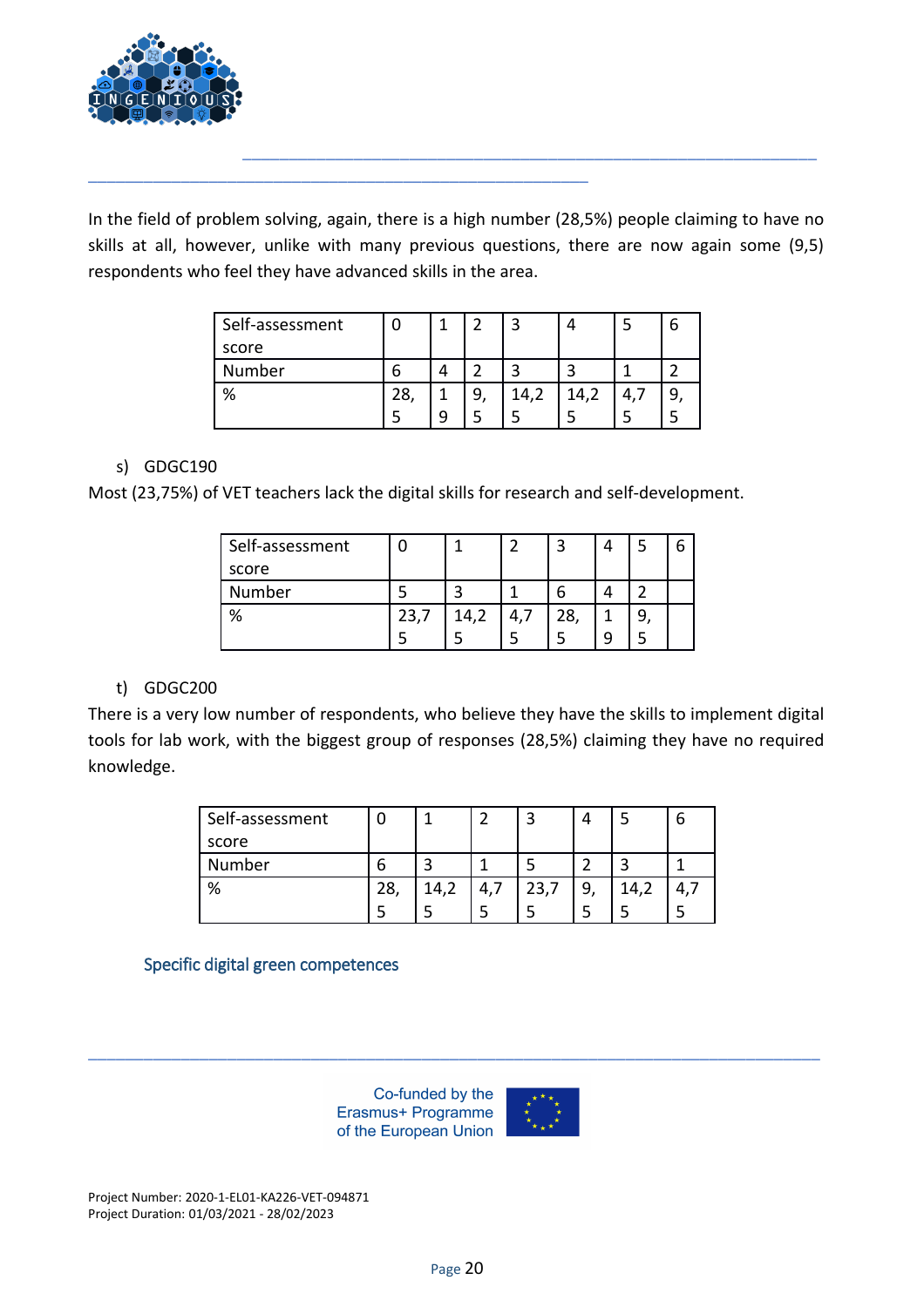In the field of problem solving, again, there is a high number (28,5%) people claiming to have no skills at all, however, unlike with many previous questions, there are now again some (9,5) respondents who feel they have advanced skills in the area.

| Self-assessment score | 0 | 1 | 2 | 3 | 4 | 5 | 6 |
|---|---|---|---|---|---|---|---|
| Number | 6 | 4 | 2 | 3 | 3 | 1 | 2 |
| % | 28,5 | 19 | 9,5 | 14,25 | 14,25 | 4,75 | 9,5 |

s) GDGC190

Most (23,75%) of VET teachers lack the digital skills for research and self-development.

| Self-assessment score | 0 | 1 | 2 | 3 | 4 | 5 | 6 |
|---|---|---|---|---|---|---|---|
| Number | 5 | 3 | 1 | 6 | 4 | 2 | |
| % | 23,75 | 14,25 | 4,75 | 28,5 | 19 | 9,5 | |

t) GDGC200

There is a very low number of respondents, who believe they have the skills to implement digital tools for lab work, with the biggest group of responses (28,5%) claiming they have no required knowledge.

| Self-assessment score | 0 | 1 | 2 | 3 | 4 | 5 | 6 |
|---|---|---|---|---|---|---|---|
| Number | 6 | 3 | 1 | 5 | 2 | 3 | 1 |
| % | 28,5 | 14,25 | 4,75 | 23,75 | 9,5 | 14,25 | 4,75 |

## Specific digital green competences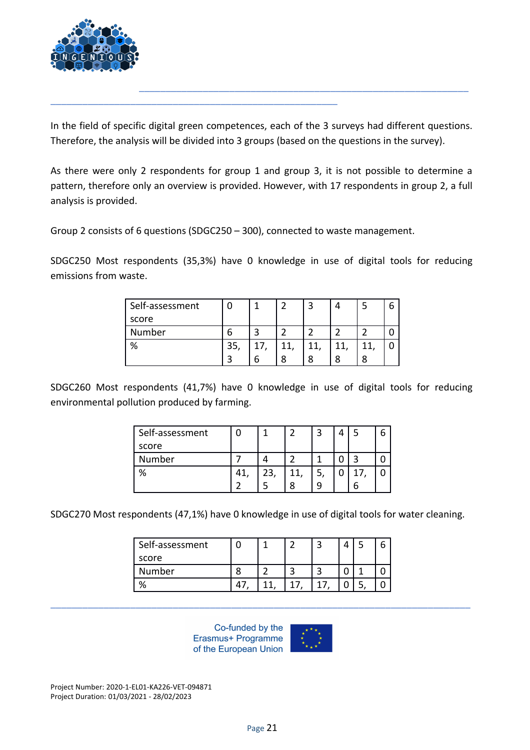In the field of specific digital green competences, each of the 3 surveys had different questions. Therefore, the analysis will be divided into 3 groups (based on the questions in the survey).

As there were only 2 respondents for group 1 and group 3, it is not possible to determine a pattern, therefore only an overview is provided. However, with 17 respondents in group 2, a full analysis is provided.

Group 2 consists of 6 questions (SDGC250 – 300), connected to waste management.

SDGC250 Most respondents (35,3%) have 0 knowledge in use of digital tools for reducing emissions from waste.

| Self-assessment score | 0 | 1 | 2 | 3 | 4 | 5 | 6 |
|---|---|---|---|---|---|---|---|
| Number | 6 | 3 | 2 | 2 | 2 | 2 | 0 |
| % | 35,3 | 17,6 | 11,8 | 11,8 | 11,8 | 11,8 | 0 |

SDGC260 Most respondents (41,7%) have 0 knowledge in use of digital tools for reducing environmental pollution produced by farming.

| Self-assessment score | 0 | 1 | 2 | 3 | 4 | 5 | 6 |
|---|---|---|---|---|---|---|---|
| Number | 7 | 4 | 2 | 1 | 0 | 3 | 0 |
| % | 41,2 | 23,5 | 11,8 | 5,9 | 0 | 17,6 | 0 |

SDGC270 Most respondents (47,1%) have 0 knowledge in use of digital tools for water cleaning.

| Self-assessment score | 0 | 1 | 2 | 3 | 4 | 5 | 6 |
|---|---|---|---|---|---|---|---|
| Number | 8 | 2 | 3 | 3 | 0 | 1 | 0 |
| % | 47, | 11, | 17, | 17, | 0 | 5, | 0 |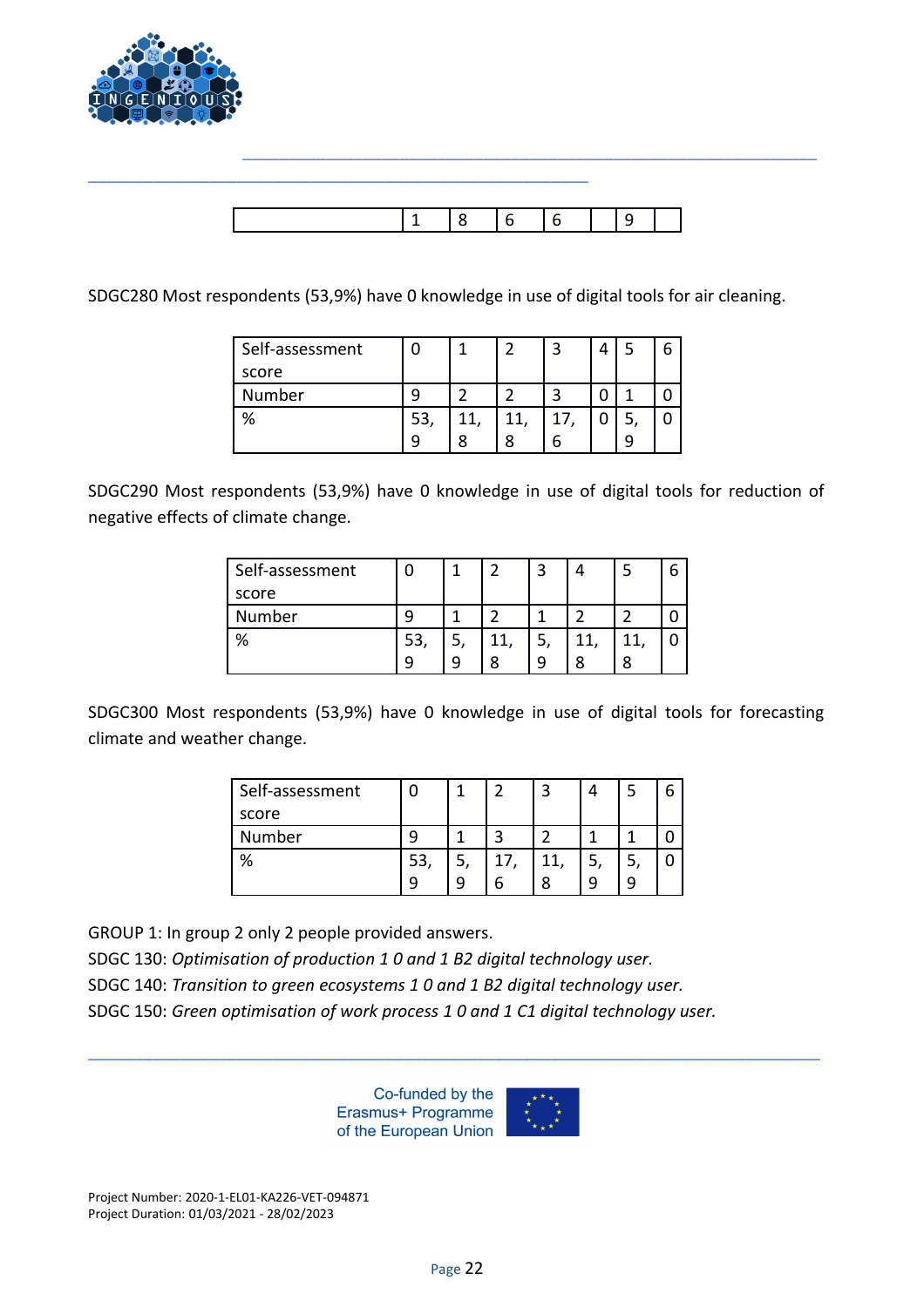| | 1 | 8 | 6 | 6 | | 9 | |
|---|---|---|---|---|---|---|---|

SDGC280 Most respondents (53,9%) have 0 knowledge in use of digital tools for air cleaning.

| Self-assessment score | 0 | 1 | 2 | 3 | 4 | 5 | 6 |
|---|---|---|---|---|---|---|---|
| Number | 9 | 2 | 2 | 3 | 0 | 1 | 0 |
| % | 53,9 | 11,8 | 11,8 | 17,6 | 0 | 5,9 | 0 |

SDGC290 Most respondents (53,9%) have 0 knowledge in use of digital tools for reduction of negative effects of climate change.

| Self-assessment score | 0 | 1 | 2 | 3 | 4 | 5 | 6 |
|---|---|---|---|---|---|---|---|
| Number | 9 | 1 | 2 | 1 | 2 | 2 | 0 |
| % | 53,9 | 5,9 | 11,8 | 5,9 | 11,8 | 11,8 | 0 |

SDGC300 Most respondents (53,9%) have 0 knowledge in use of digital tools for forecasting climate and weather change.

| Self-assessment score | 0 | 1 | 2 | 3 | 4 | 5 | 6 |
|---|---|---|---|---|---|---|---|
| Number | 9 | 1 | 3 | 2 | 1 | 1 | 0 |
| % | 53,9 | 5,9 | 17,6 | 11,8 | 5,9 | 5,9 | 0 |

GROUP 1: In group 2 only 2 people provided answers.
SDGC 130: *Optimisation of production 1 0 and 1 B2 digital technology user.*
SDGC 140: *Transition to green ecosystems 1 0 and 1 B2 digital technology user.*
SDGC 150: *Green optimisation of work process 1 0 and 1 C1 digital technology user.*

Co-funded by the Erasmus+ Programme of the European Union

Project Number: 2020-1-EL01-KA226-VET-094871
Project Duration: 01/03/2021 - 28/02/2023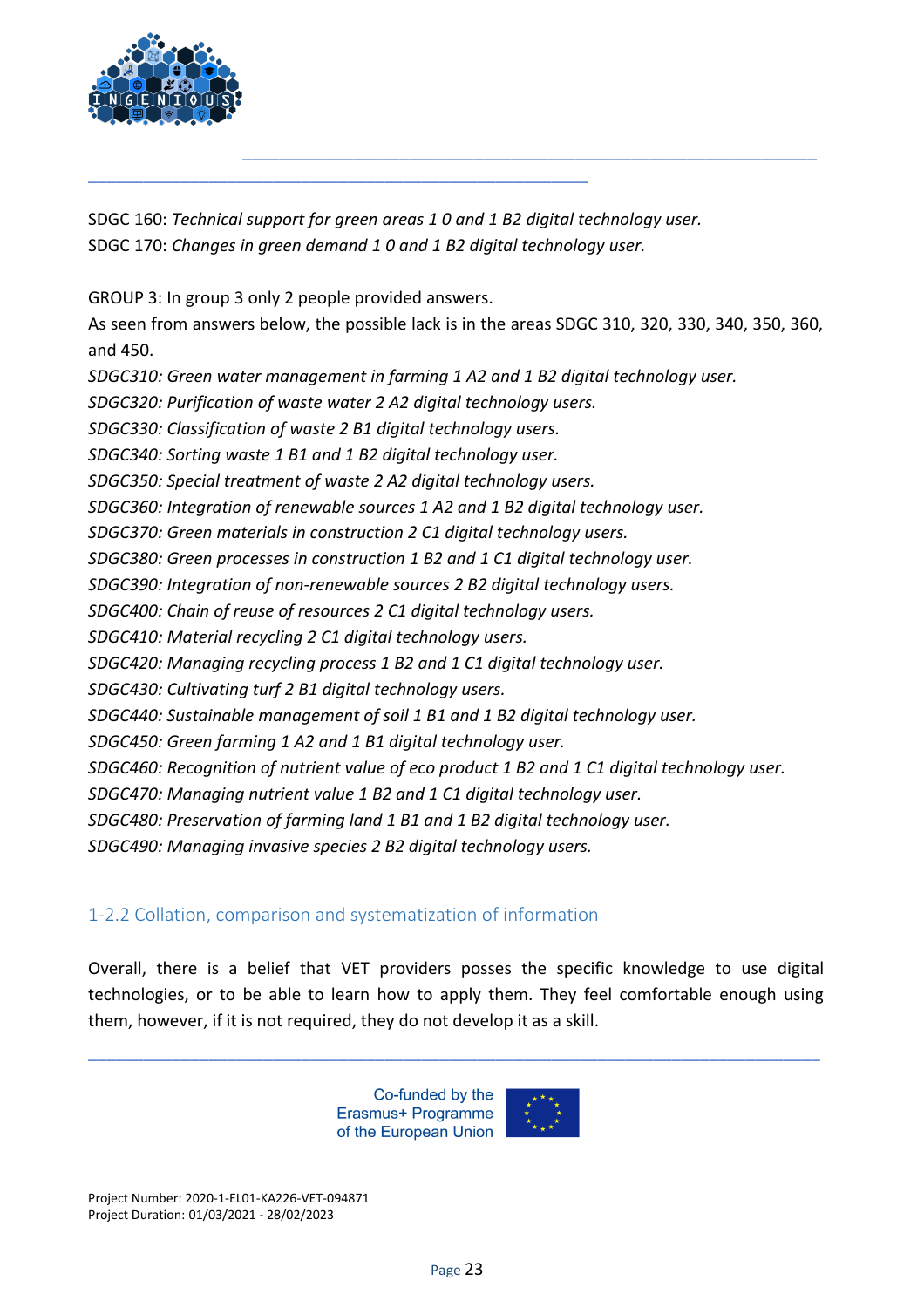SDGC 160: *Technical support for green areas 1 0 and 1 B2 digital technology user.*
SDGC 170: *Changes in green demand 1 0 and 1 B2 digital technology user.*

GROUP 3: In group 3 only 2 people provided answers.
As seen from answers below, the possible lack is in the areas SDGC 310, 320, 330, 340, 350, 360, and 450.
*SDGC310: Green water management in farming 1 A2 and 1 B2 digital technology user.*
*SDGC320: Purification of waste water 2 A2 digital technology users.*
*SDGC330: Classification of waste 2 B1 digital technology users.*
*SDGC340: Sorting waste 1 B1 and 1 B2 digital technology user.*
*SDGC350: Special treatment of waste 2 A2 digital technology users.*
*SDGC360: Integration of renewable sources 1 A2 and 1 B2 digital technology user.*
*SDGC370: Green materials in construction 2 C1 digital technology users.*
*SDGC380: Green processes in construction 1 B2 and 1 C1 digital technology user.*
*SDGC390: Integration of non-renewable sources 2 B2 digital technology users.*
*SDGC400: Chain of reuse of resources 2 C1 digital technology users.*
*SDGC410: Material recycling 2 C1 digital technology users.*
*SDGC420: Managing recycling process 1 B2 and 1 C1 digital technology user.*
*SDGC430: Cultivating turf 2 B1 digital technology users.*
*SDGC440: Sustainable management of soil 1 B1 and 1 B2 digital technology user.*
*SDGC450: Green farming 1 A2 and 1 B1 digital technology user.*
*SDGC460: Recognition of nutrient value of eco product 1 B2 and 1 C1 digital technology user.*
*SDGC470: Managing nutrient value 1 B2 and 1 C1 digital technology user.*
*SDGC480: Preservation of farming land 1 B1 and 1 B2 digital technology user.*
*SDGC490: Managing invasive species 2 B2 digital technology users.*

### 1-2.2 Collation, comparison and systematization of information

Overall, there is a belief that VET providers posses the specific knowledge to use digital technologies, or to be able to learn how to apply them. They feel comfortable enough using them, however, if it is not required, they do not develop it as a skill.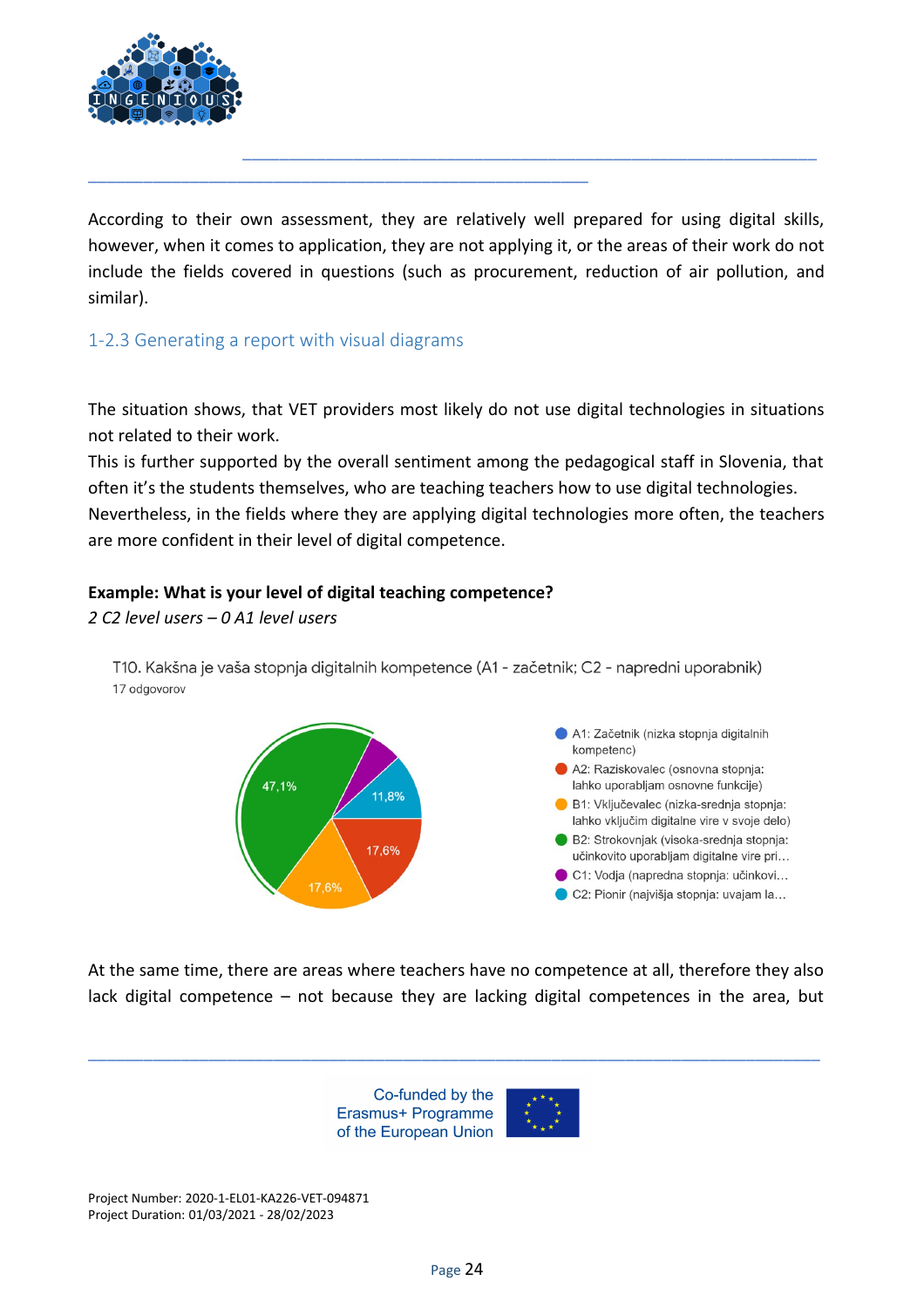According to their own assessment, they are relatively well prepared for using digital skills, however, when it comes to application, they are not applying it, or the areas of their work do not include the fields covered in questions (such as procurement, reduction of air pollution, and similar).

### 1-2.3 Generating a report with visual diagrams

The situation shows, that VET providers most likely do not use digital technologies in situations not related to their work.
This is further supported by the overall sentiment among the pedagogical staff in Slovenia, that often it's the students themselves, who are teaching teachers how to use digital technologies.
Nevertheless, in the fields where they are applying digital technologies more often, the teachers are more confident in their level of digital competence.

**Example: What is your level of digital teaching competence?**
*2 C2 level users – 0 A1 level users*

T10. Kakšna je vaša stopnja digitalnih kompetence (A1 - začetnik; C2 - napredni uporabnik)
17 odgovorov

- A1: Začetnik (nizka stopnja digitalnih kompetenc)
- A2: Raziskovalec (osnovna stopnja: lahko uporabljam osnovne funkcije) – 17,6%
- B1: Vključevalec (nizka-srednja stopnja: lahko vključim digitalne vire v svoje delo) – 17,6%
- B2: Strokovnjak (visoka-srednja stopnja: učinkovito uporabljam digitalne vire pri…) – 47,1%
- C1: Vodja (napredna stopnja: učinkovi…)
- C2: Pionir (najvišja stopnja: uvajam la…) – 11,8%

At the same time, there are areas where teachers have no competence at all, therefore they also lack digital competence – not because they are lacking digital competences in the area, but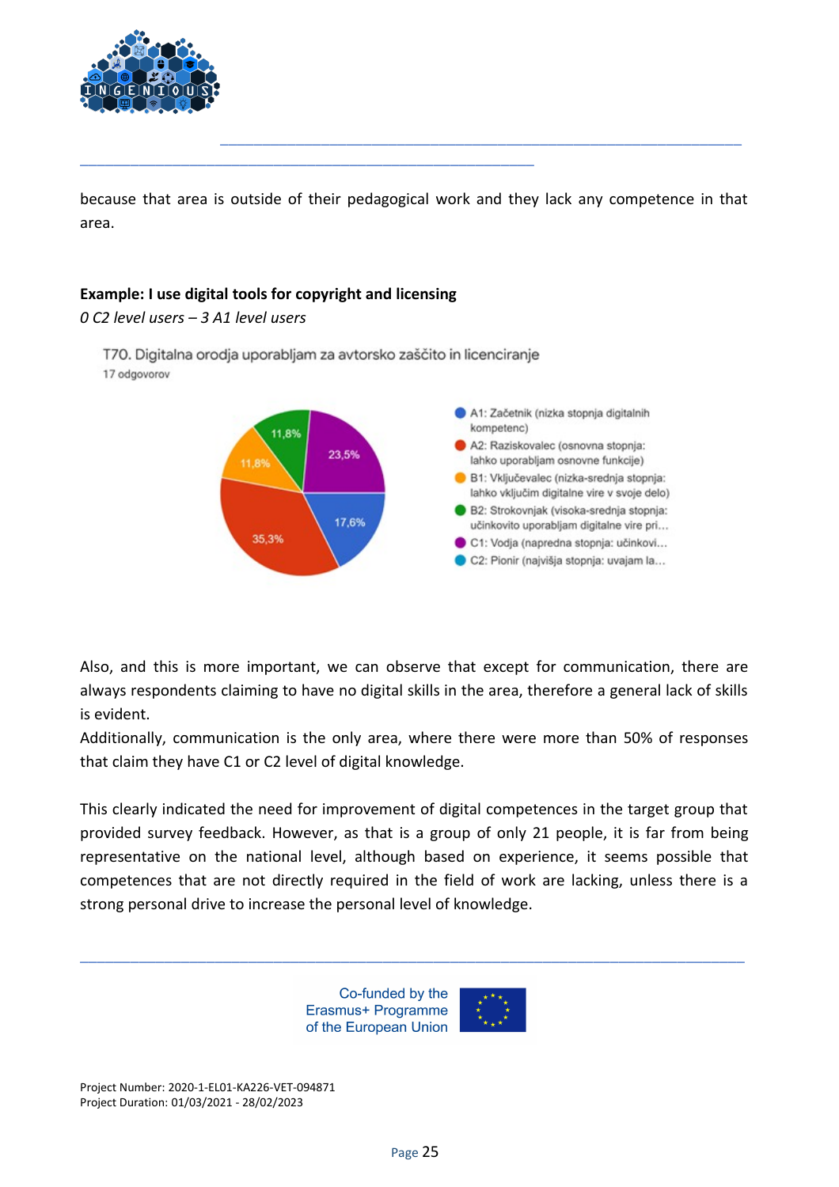because that area is outside of their pedagogical work and they lack any competence in that area.

**Example: I use digital tools for copyright and licensing**

*0 C2 level users – 3 A1 level users*

T70. Digitalna orodja uporabljam za avtorsko zaščito in licenciranje

17 odgovorov

- A1: Začetnik (nizka stopnja digitalnih kompetenc) – 17,6%
- A2: Raziskovalec (osnovna stopnja: lahko uporabljam osnovne funkcije) – 35,3%
- B1: Vključevalec (nizka-srednja stopnja: lahko vključim digitalne vire v svoje delo) – 11,8%
- B2: Strokovnjak (visoka-srednja stopnja: učinkovito uporabljam digitalne vire pri...) – 11,8%
- C1: Vodja (napredna stopnja: učinkovi... – 23,5%
- C2: Pionir (najvišja stopnja: uvajam la...

Also, and this is more important, we can observe that except for communication, there are always respondents claiming to have no digital skills in the area, therefore a general lack of skills is evident.

Additionally, communication is the only area, where there were more than 50% of responses that claim they have C1 or C2 level of digital knowledge.

This clearly indicated the need for improvement of digital competences in the target group that provided survey feedback. However, as that is a group of only 21 people, it is far from being representative on the national level, although based on experience, it seems possible that competences that are not directly required in the field of work are lacking, unless there is a strong personal drive to increase the personal level of knowledge.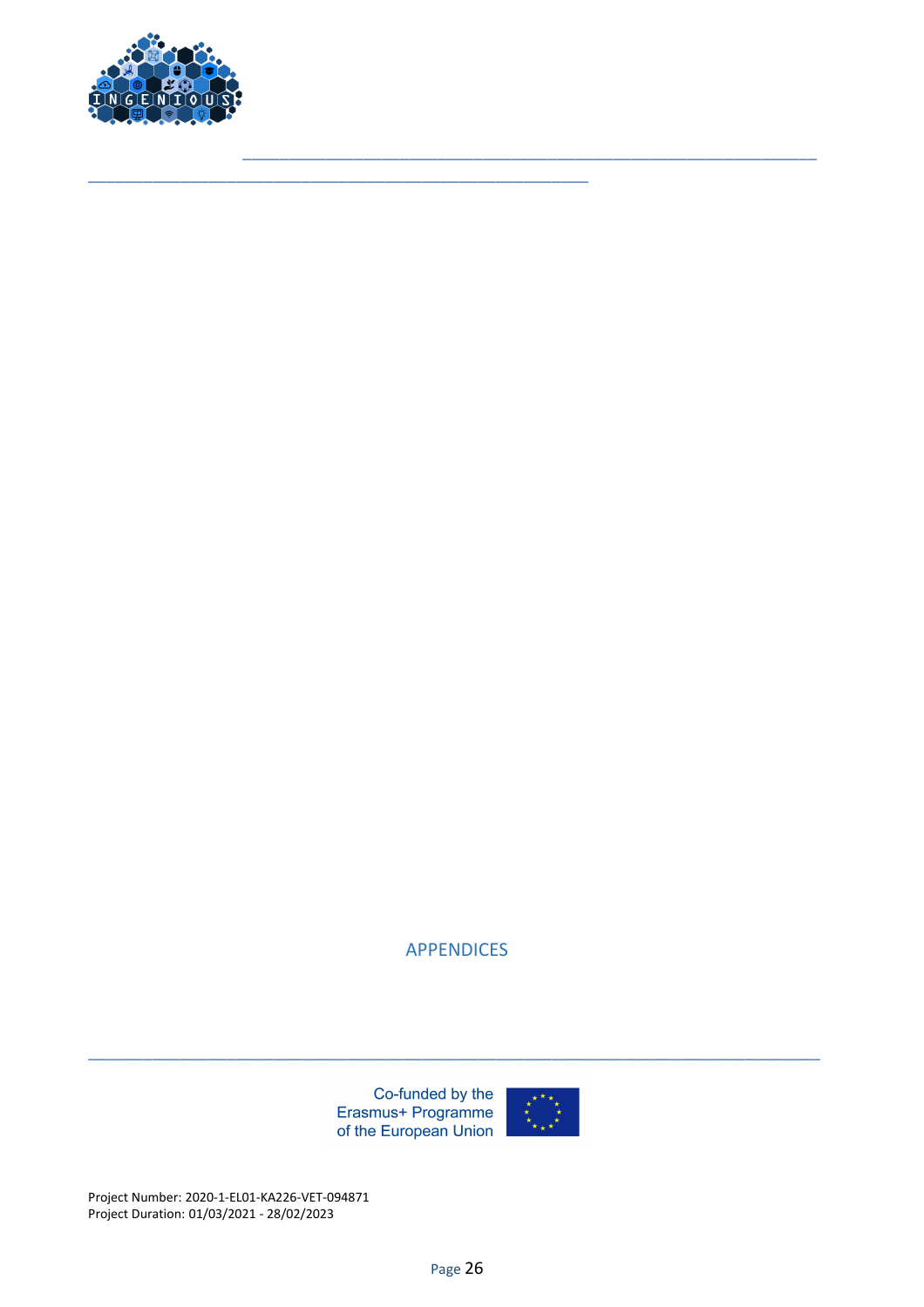# APPENDICES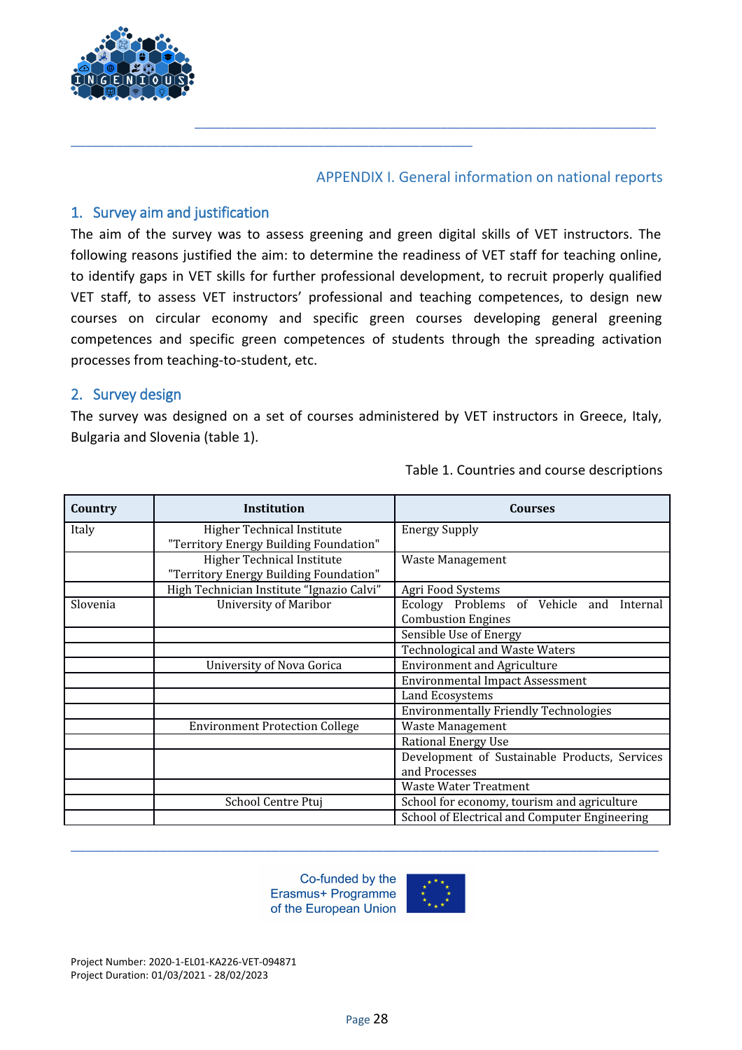## APPENDIX I. General information on national reports

### 1. Survey aim and justification

The aim of the survey was to assess greening and green digital skills of VET instructors. The following reasons justified the aim: to determine the readiness of VET staff for teaching online, to identify gaps in VET skills for further professional development, to recruit properly qualified VET staff, to assess VET instructors' professional and teaching competences, to design new courses on circular economy and specific green courses developing general greening competences and specific green competences of students through the spreading activation processes from teaching-to-student, etc.

### 2. Survey design

The survey was designed on a set of courses administered by VET instructors in Greece, Italy, Bulgaria and Slovenia (table 1).

Table 1. Countries and course descriptions

| Country | Institution | Courses |
|---|---|---|
| Italy | Higher Technical Institute "Territory Energy Building Foundation" | Energy Supply |
| | Higher Technical Institute "Territory Energy Building Foundation" | Waste Management |
| | High Technician Institute "Ignazio Calvi" | Agri Food Systems |
| Slovenia | University of Maribor | Ecology Problems of Vehicle and Internal Combustion Engines |
| | | Sensible Use of Energy |
| | | Technological and Waste Waters |
| | University of Nova Gorica | Environment and Agriculture |
| | | Environmental Impact Assessment |
| | | Land Ecosystems |
| | | Environmentally Friendly Technologies |
| | Environment Protection College | Waste Management |
| | | Rational Energy Use |
| | | Development of Sustainable Products, Services and Processes |
| | | Waste Water Treatment |
| | School Centre Ptuj | School for economy, tourism and agriculture |
| | | School of Electrical and Computer Engineering |

Co-funded by the Erasmus+ Programme of the European Union

Project Number: 2020-1-EL01-KA226-VET-094871
Project Duration: 01/03/2021 - 28/02/2023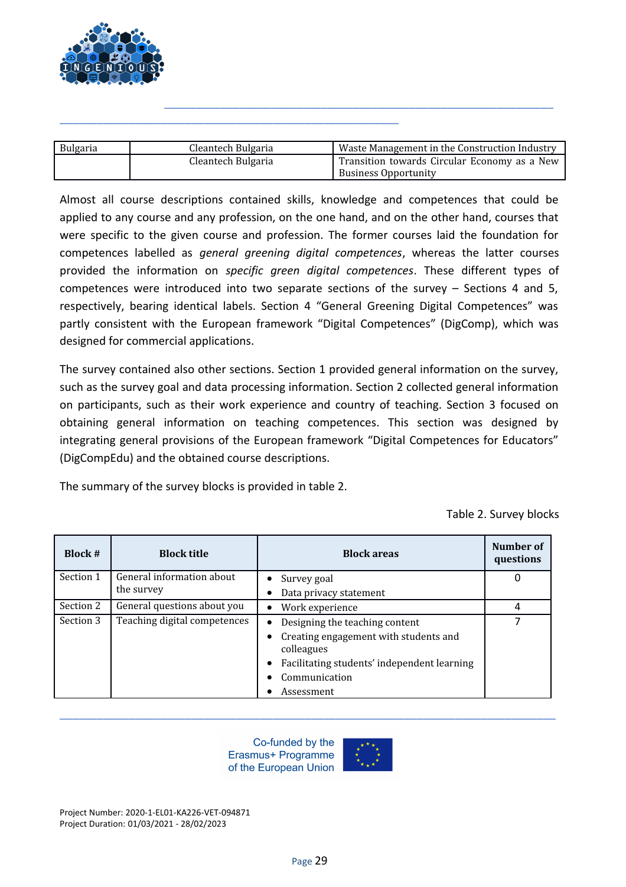| Bulgaria | Cleantech Bulgaria | Waste Management in the Construction Industry |
|---|---|---|
| | Cleantech Bulgaria | Transition towards Circular Economy as a New Business Opportunity |

Almost all course descriptions contained skills, knowledge and competences that could be applied to any course and any profession, on the one hand, and on the other hand, courses that were specific to the given course and profession. The former courses laid the foundation for competences labelled as *general greening digital competences*, whereas the latter courses provided the information on *specific green digital competences*. These different types of competences were introduced into two separate sections of the survey – Sections 4 and 5, respectively, bearing identical labels. Section 4 "General Greening Digital Competences" was partly consistent with the European framework "Digital Competences" (DigComp), which was designed for commercial applications.

The survey contained also other sections. Section 1 provided general information on the survey, such as the survey goal and data processing information. Section 2 collected general information on participants, such as their work experience and country of teaching. Section 3 focused on obtaining general information on teaching competences. This section was designed by integrating general provisions of the European framework "Digital Competences for Educators" (DigCompEdu) and the obtained course descriptions.

The summary of the survey blocks is provided in table 2.

Table 2. Survey blocks

| Block # | Block title | Block areas | Number of questions |
|---|---|---|---|
| Section 1 | General information about the survey | • Survey goal<br>• Data privacy statement | 0 |
| Section 2 | General questions about you | • Work experience | 4 |
| Section 3 | Teaching digital competences | • Designing the teaching content<br>• Creating engagement with students and colleagues<br>• Facilitating students' independent learning<br>• Communication<br>• Assessment | 7 |

Co-funded by the Erasmus+ Programme of the European Union

Project Number: 2020-1-EL01-KA226-VET-094871
Project Duration: 01/03/2021 - 28/02/2023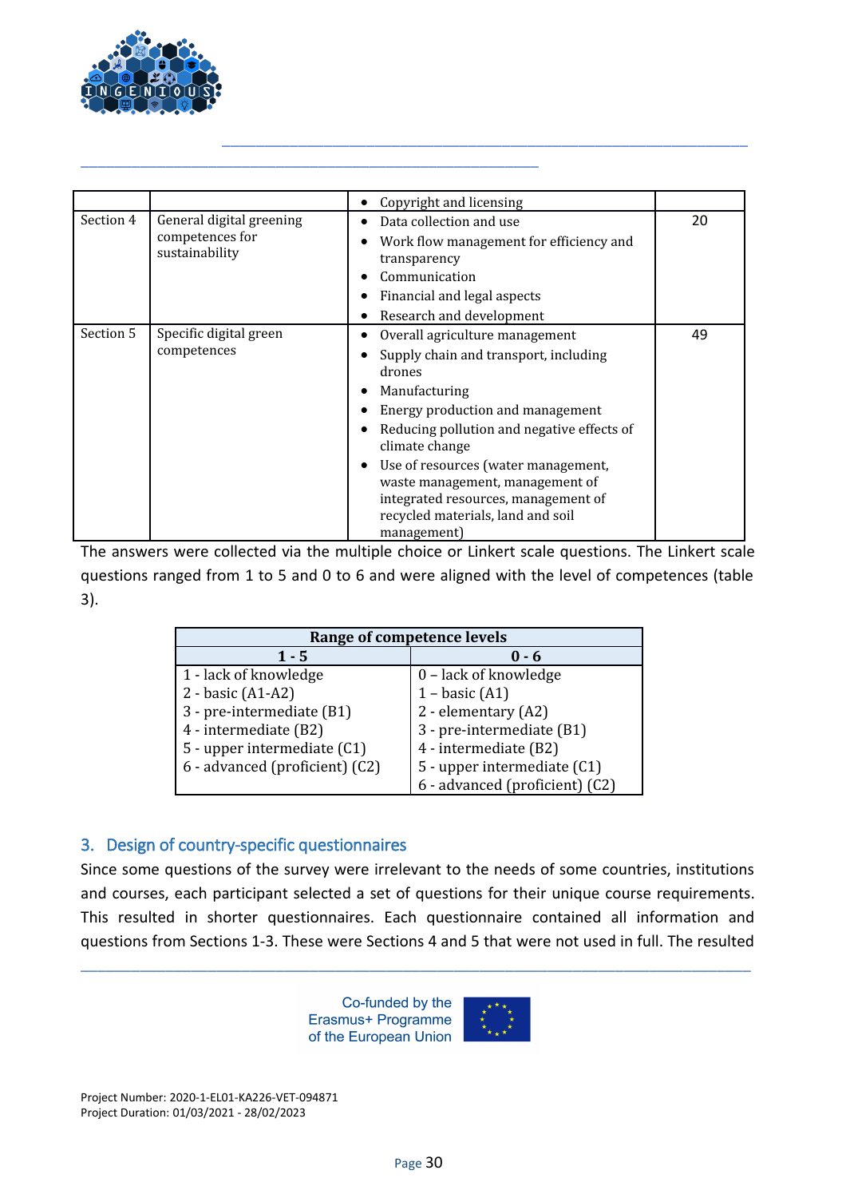| | | • Copyright and licensing | |
|---|---|---|---|
| Section 4 | General digital greening competences for sustainability | • Data collection and use<br>• Work flow management for efficiency and transparency<br>• Communication<br>• Financial and legal aspects<br>• Research and development | 20 |
| Section 5 | Specific digital green competences | • Overall agriculture management<br>• Supply chain and transport, including drones<br>• Manufacturing<br>• Energy production and management<br>• Reducing pollution and negative effects of climate change<br>• Use of resources (water management, waste management, management of integrated resources, management of recycled materials, land and soil management) | 49 |

The answers were collected via the multiple choice or Linkert scale questions. The Linkert scale questions ranged from 1 to 5 and 0 to 6 and were aligned with the level of competences (table 3).

| **Range of competence levels** | |
|---|---|
| **1 - 5** | **0 - 6** |
| 1 - lack of knowledge | 0 – lack of knowledge |
| 2 - basic (A1-A2) | 1 – basic (A1) |
| 3 - pre-intermediate (B1) | 2 - elementary (A2) |
| 4 - intermediate (B2) | 3 - pre-intermediate (B1) |
| 5 - upper intermediate (C1) | 4 - intermediate (B2) |
| 6 - advanced (proficient) (C2) | 5 - upper intermediate (C1) |
| | 6 - advanced (proficient) (C2) |

## 3. Design of country-specific questionnaires

Since some questions of the survey were irrelevant to the needs of some countries, institutions and courses, each participant selected a set of questions for their unique course requirements. This resulted in shorter questionnaires. Each questionnaire contained all information and questions from Sections 1-3. These were Sections 4 and 5 that were not used in full. The resulted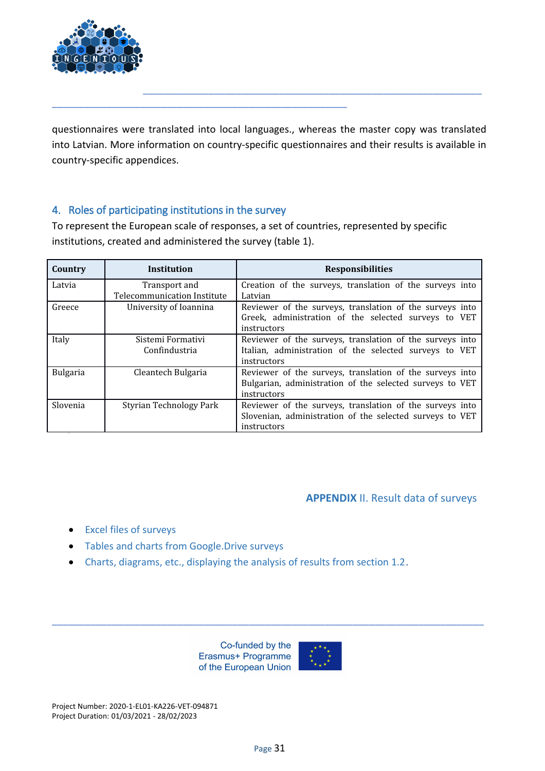questionnaires were translated into local languages., whereas the master copy was translated into Latvian. More information on country-specific questionnaires and their results is available in country-specific appendices.

## 4. Roles of participating institutions in the survey

To represent the European scale of responses, a set of countries, represented by specific institutions, created and administered the survey (table 1).

| Country | Institution | Responsibilities |
|---|---|---|
| Latvia | Transport and Telecommunication Institute | Creation of the surveys, translation of the surveys into Latvian |
| Greece | University of Ioannina | Reviewer of the surveys, translation of the surveys into Greek, administration of the selected surveys to VET instructors |
| Italy | Sistemi Formativi Confindustria | Reviewer of the surveys, translation of the surveys into Italian, administration of the selected surveys to VET instructors |
| Bulgaria | Cleantech Bulgaria | Reviewer of the surveys, translation of the surveys into Bulgarian, administration of the selected surveys to VET instructors |
| Slovenia | Styrian Technology Park | Reviewer of the surveys, translation of the surveys into Slovenian, administration of the selected surveys to VET instructors |

## **APPENDIX** II. Result data of surveys

- Excel files of surveys
- Tables and charts from Google.Drive surveys
- Charts, diagrams, etc., displaying the analysis of results from section 1.2.

Co-funded by the Erasmus+ Programme of the European Union

Project Number: 2020-1-EL01-KA226-VET-094871
Project Duration: 01/03/2021 - 28/02/2023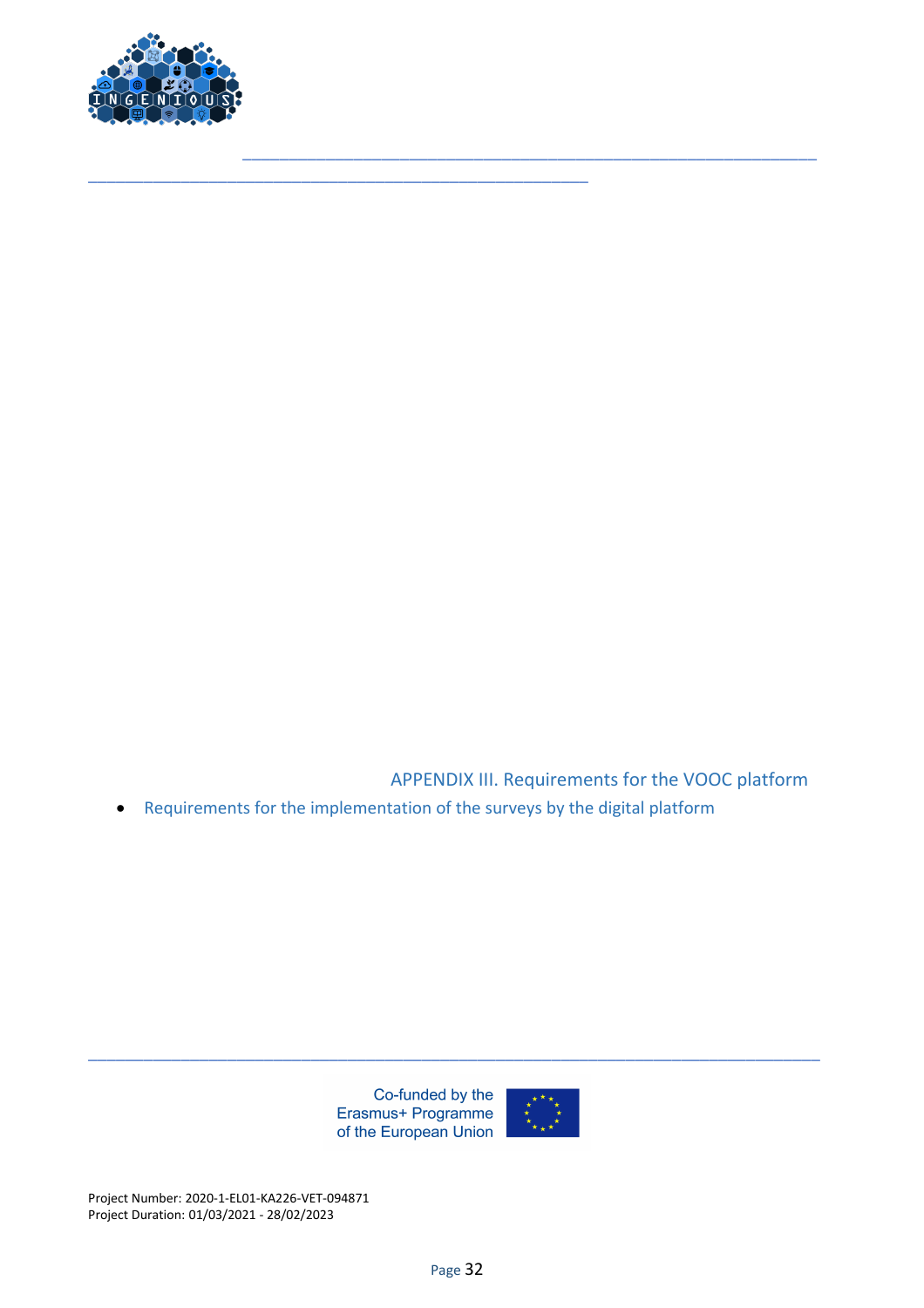# APPENDIX III. Requirements for the VOOC platform

- Requirements for the implementation of the surveys by the digital platform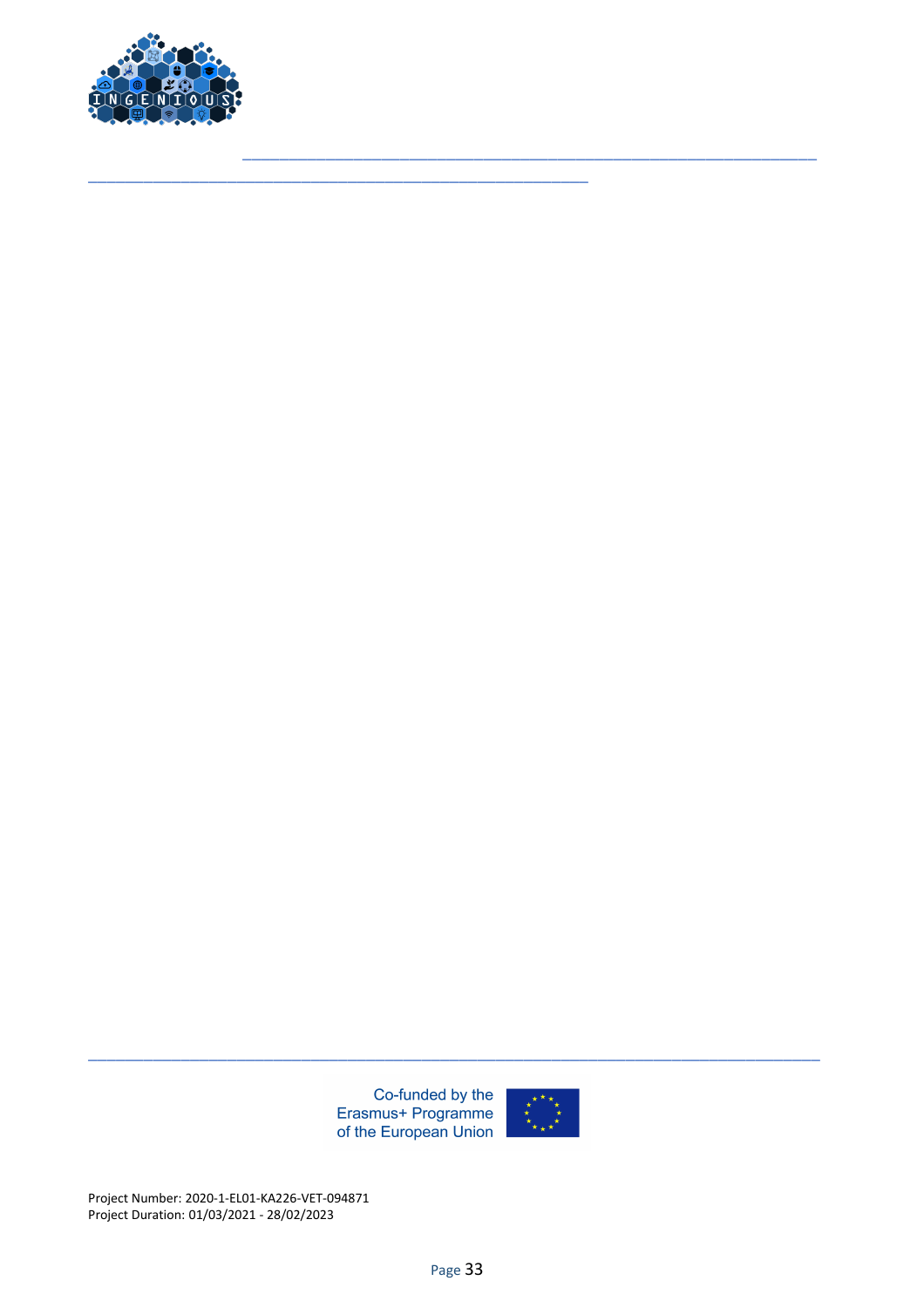Co-funded by the Erasmus+ Programme of the European Union

Project Number: 2020-1-EL01-KA226-VET-094871
Project Duration: 01/03/2021 - 28/02/2023